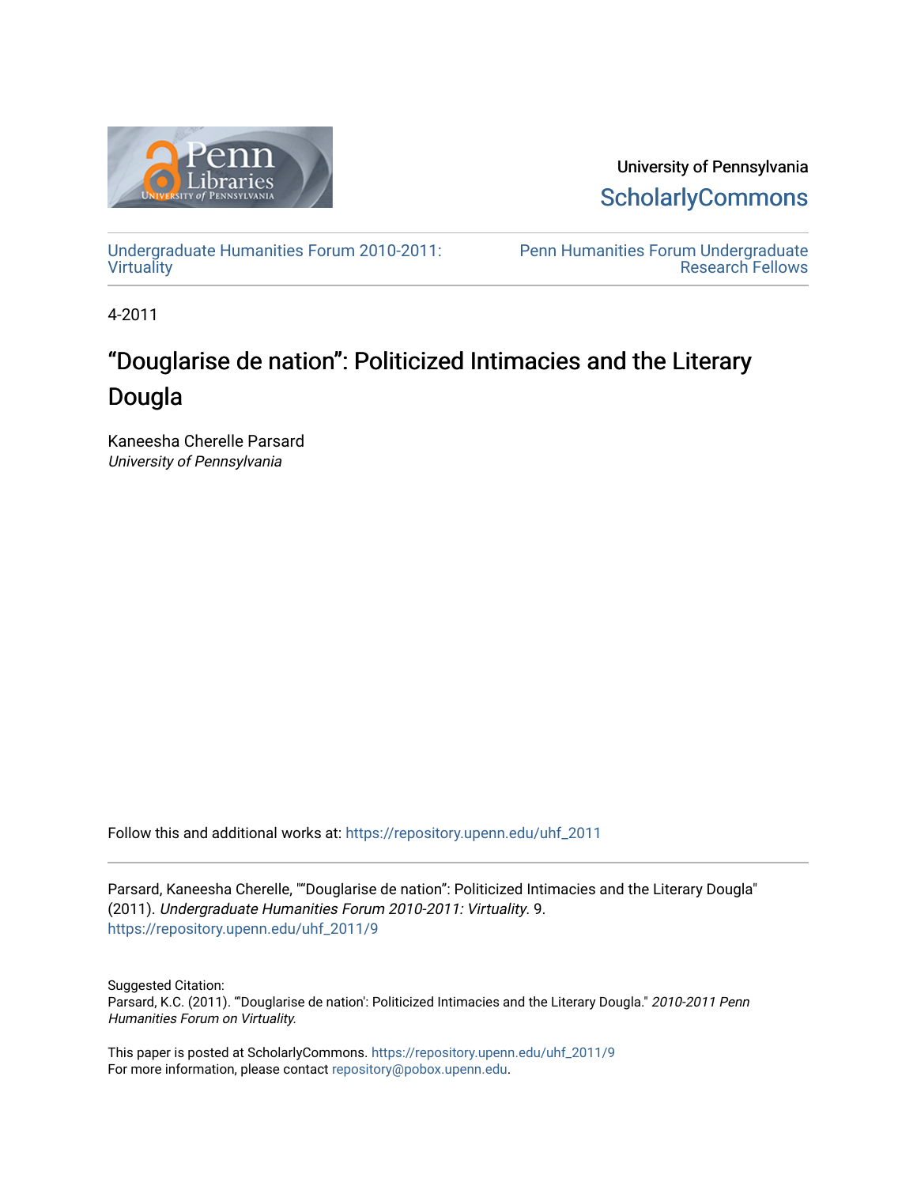University of Pennsylvania
ScholarlyCommons

Undergraduate Humanities Forum 2010-2011: Virtuality

Penn Humanities Forum Undergraduate Research Fellows

4-2011

# “Douglarise de nation”: Politicized Intimacies and the Literary Dougla

Kaneesha Cherelle Parsard
*University of Pennsylvania*

Follow this and additional works at: https://repository.upenn.edu/uhf_2011

Parsard, Kaneesha Cherelle, "“Douglarise de nation”: Politicized Intimacies and the Literary Dougla" (2011). *Undergraduate Humanities Forum 2010-2011: Virtuality*. 9.
https://repository.upenn.edu/uhf_2011/9

Suggested Citation:
Parsard, K.C. (2011). "'Douglarise de nation': Politicized Intimacies and the Literary Dougla." *2010-2011 Penn Humanities Forum on Virtuality.*

This paper is posted at ScholarlyCommons. https://repository.upenn.edu/uhf_2011/9
For more information, please contact repository@pobox.upenn.edu.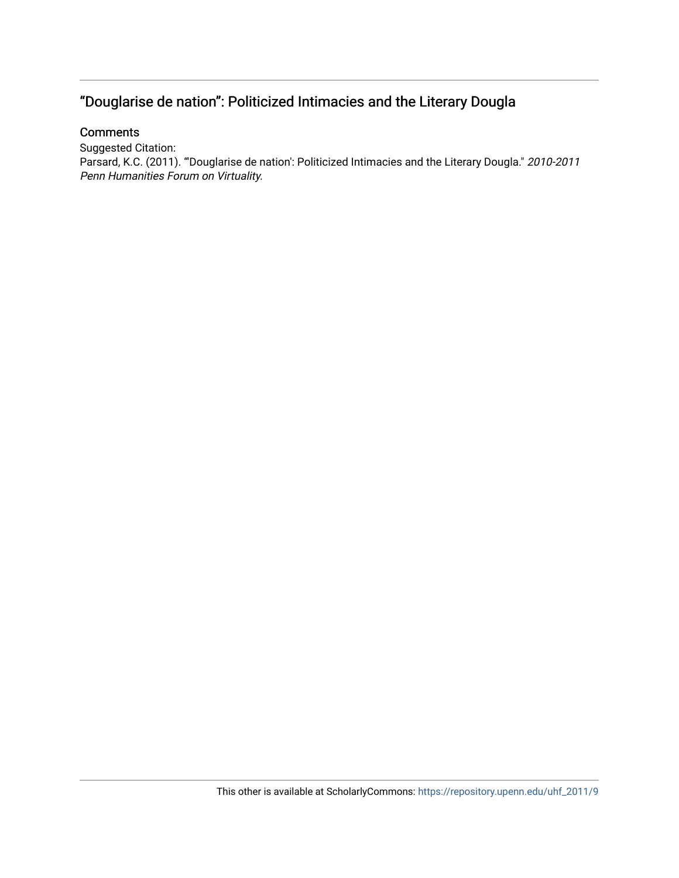## “Douglarise de nation”: Politicized Intimacies and the Literary Dougla

### Comments

Suggested Citation:
Parsard, K.C. (2011). “'Douglarise de nation': Politicized Intimacies and the Literary Dougla." *2010-2011 Penn Humanities Forum on Virtuality.*

This other is available at ScholarlyCommons: https://repository.upenn.edu/uhf_2011/9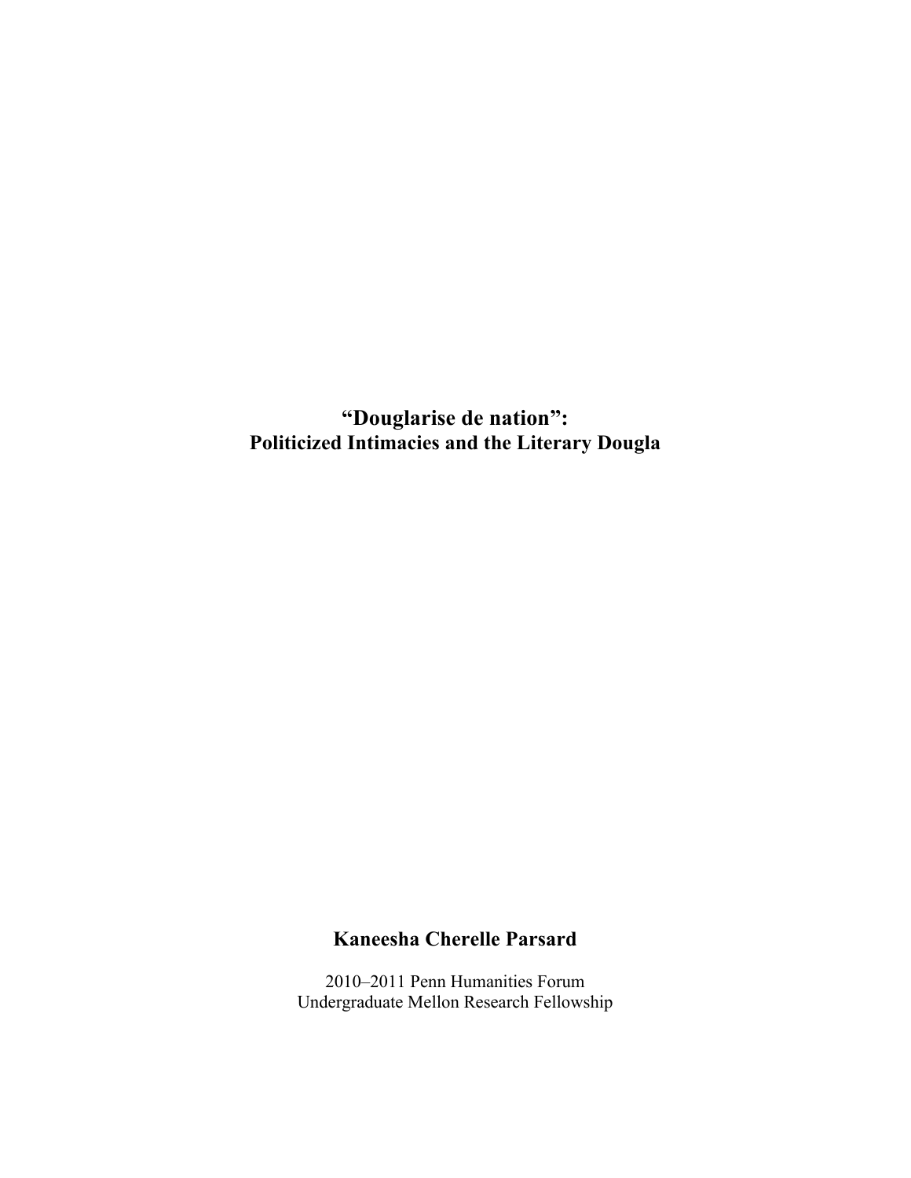# "Douglarise de nation": Politicized Intimacies and the Literary Dougla

**Kaneesha Cherelle Parsard**

2010–2011 Penn Humanities Forum
Undergraduate Mellon Research Fellowship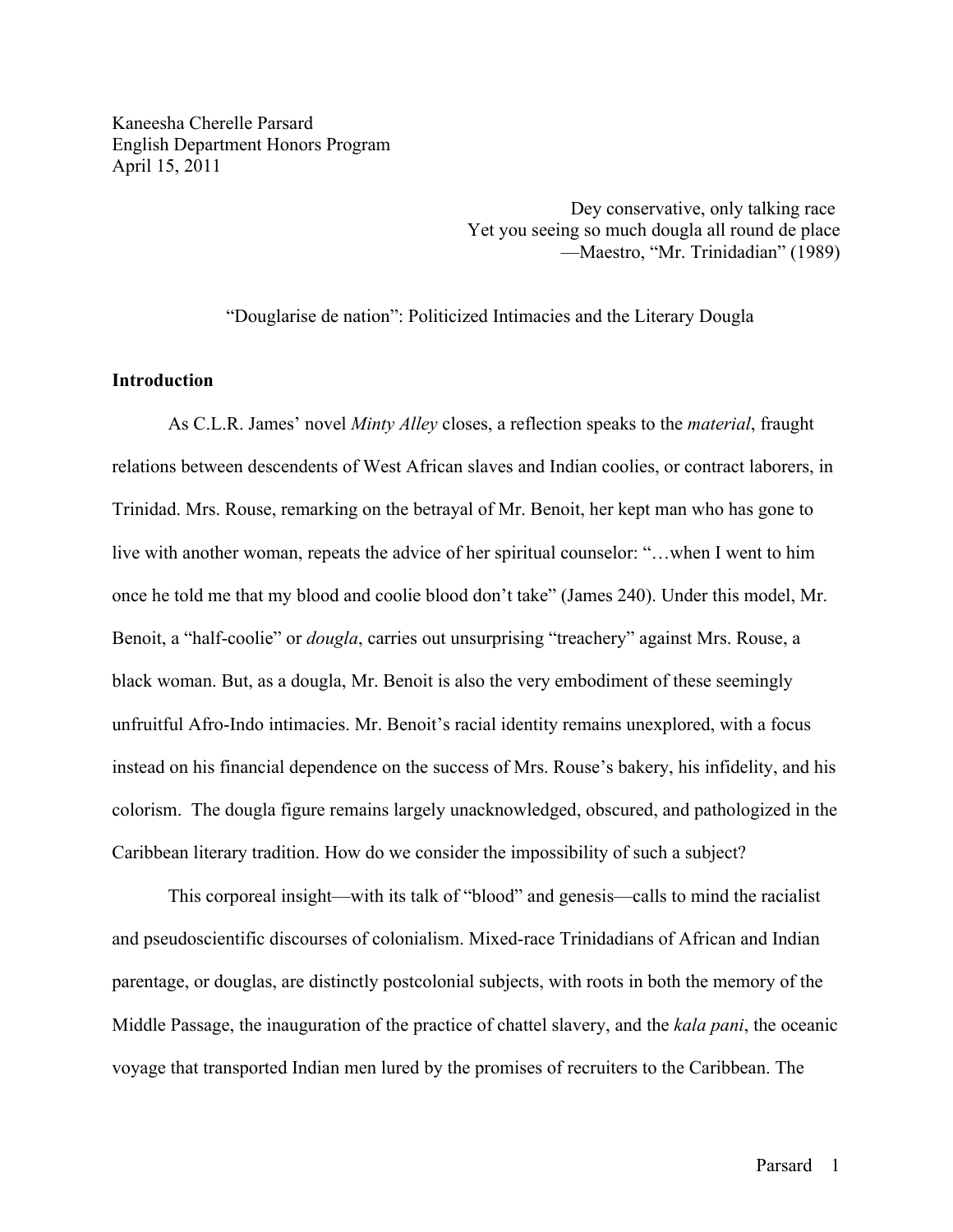Kaneesha Cherelle Parsard
English Department Honors Program
April 15, 2011

> Dey conservative, only talking race
> Yet you seeing so much dougla all round de place
> —Maestro, "Mr. Trinidadian" (1989)

"Douglarise de nation": Politicized Intimacies and the Literary Dougla

## Introduction

As C.L.R. James' novel *Minty Alley* closes, a reflection speaks to the *material*, fraught relations between descendents of West African slaves and Indian coolies, or contract laborers, in Trinidad. Mrs. Rouse, remarking on the betrayal of Mr. Benoit, her kept man who has gone to live with another woman, repeats the advice of her spiritual counselor: "…when I went to him once he told me that my blood and coolie blood don't take" (James 240). Under this model, Mr. Benoit, a "half-coolie" or *dougla*, carries out unsurprising "treachery" against Mrs. Rouse, a black woman. But, as a dougla, Mr. Benoit is also the very embodiment of these seemingly unfruitful Afro-Indo intimacies. Mr. Benoit's racial identity remains unexplored, with a focus instead on his financial dependence on the success of Mrs. Rouse's bakery, his infidelity, and his colorism. The dougla figure remains largely unacknowledged, obscured, and pathologized in the Caribbean literary tradition. How do we consider the impossibility of such a subject?

This corporeal insight—with its talk of "blood" and genesis—calls to mind the racialist and pseudoscientific discourses of colonialism. Mixed-race Trinidadians of African and Indian parentage, or douglas, are distinctly postcolonial subjects, with roots in both the memory of the Middle Passage, the inauguration of the practice of chattel slavery, and the *kala pani*, the oceanic voyage that transported Indian men lured by the promises of recruiters to the Caribbean. The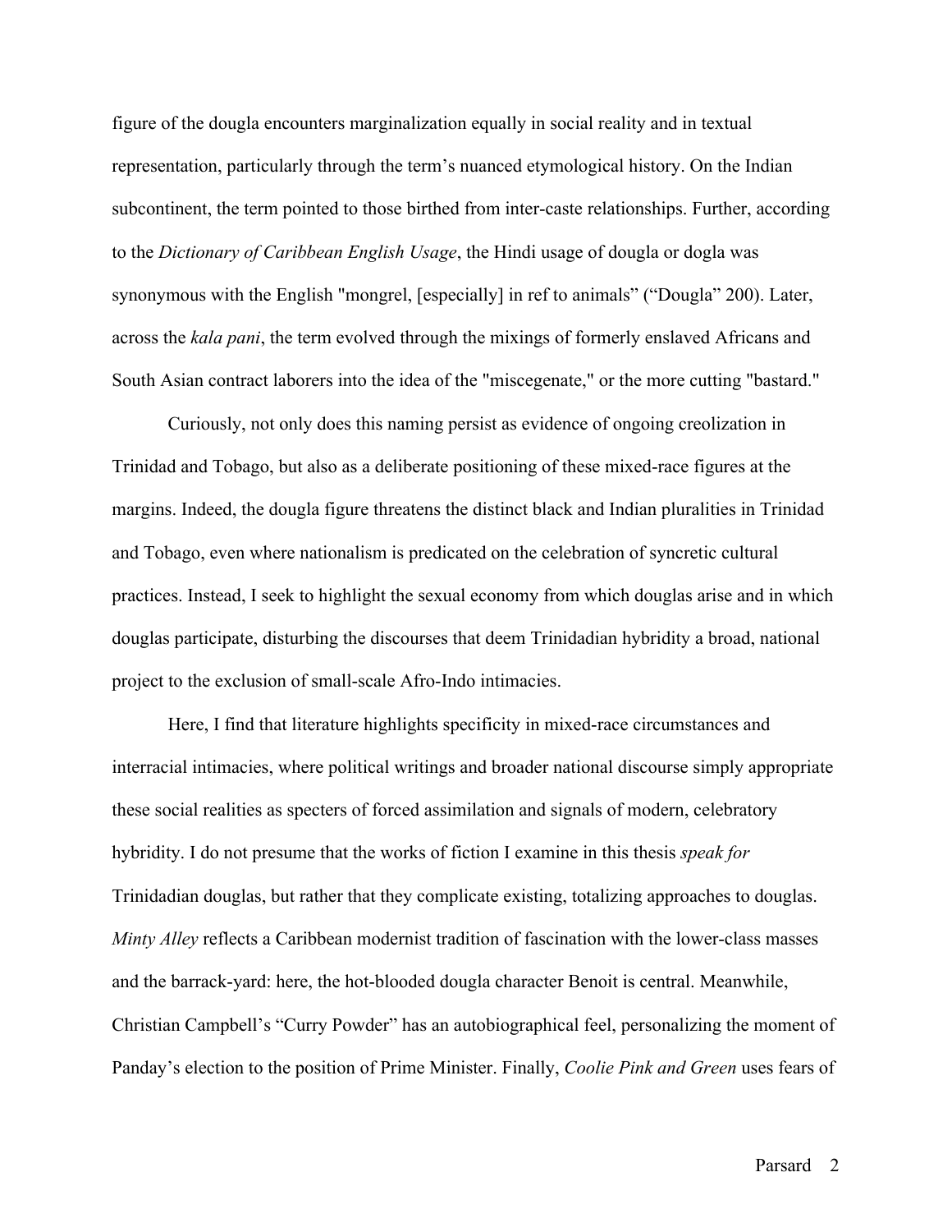figure of the dougla encounters marginalization equally in social reality and in textual representation, particularly through the term's nuanced etymological history. On the Indian subcontinent, the term pointed to those birthed from inter-caste relationships. Further, according to the *Dictionary of Caribbean English Usage*, the Hindi usage of dougla or dogla was synonymous with the English "mongrel, [especially] in ref to animals" ("Dougla" 200). Later, across the *kala pani*, the term evolved through the mixings of formerly enslaved Africans and South Asian contract laborers into the idea of the "miscegenate," or the more cutting "bastard."

Curiously, not only does this naming persist as evidence of ongoing creolization in Trinidad and Tobago, but also as a deliberate positioning of these mixed-race figures at the margins. Indeed, the dougla figure threatens the distinct black and Indian pluralities in Trinidad and Tobago, even where nationalism is predicated on the celebration of syncretic cultural practices. Instead, I seek to highlight the sexual economy from which douglas arise and in which douglas participate, disturbing the discourses that deem Trinidadian hybridity a broad, national project to the exclusion of small-scale Afro-Indo intimacies.

Here, I find that literature highlights specificity in mixed-race circumstances and interracial intimacies, where political writings and broader national discourse simply appropriate these social realities as specters of forced assimilation and signals of modern, celebratory hybridity. I do not presume that the works of fiction I examine in this thesis *speak for* Trinidadian douglas, but rather that they complicate existing, totalizing approaches to douglas. *Minty Alley* reflects a Caribbean modernist tradition of fascination with the lower-class masses and the barrack-yard: here, the hot-blooded dougla character Benoit is central. Meanwhile, Christian Campbell's "Curry Powder" has an autobiographical feel, personalizing the moment of Panday's election to the position of Prime Minister. Finally, *Coolie Pink and Green* uses fears of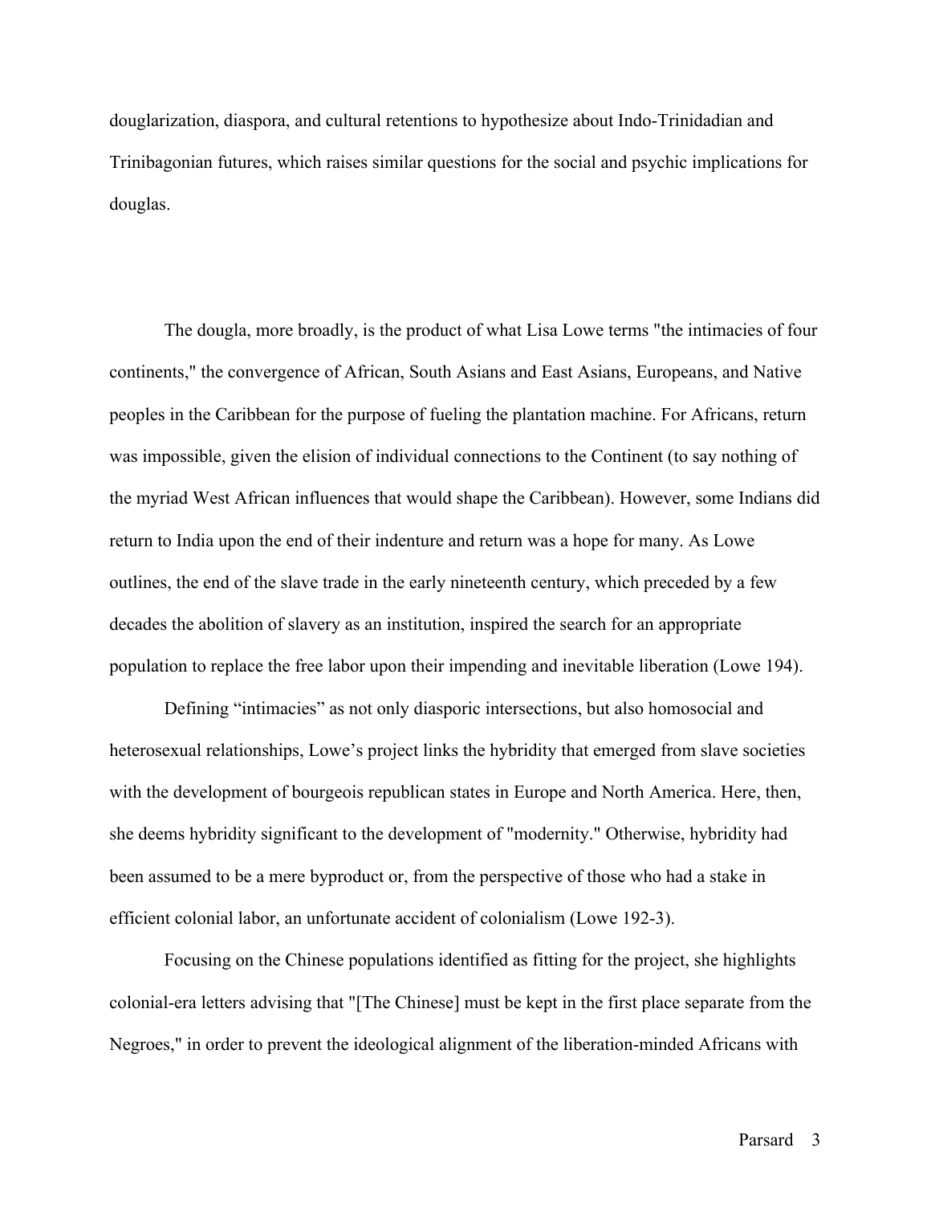douglarization, diaspora, and cultural retentions to hypothesize about Indo-Trinidadian and Trinibagonian futures, which raises similar questions for the social and psychic implications for douglas.

The dougla, more broadly, is the product of what Lisa Lowe terms "the intimacies of four continents," the convergence of African, South Asians and East Asians, Europeans, and Native peoples in the Caribbean for the purpose of fueling the plantation machine. For Africans, return was impossible, given the elision of individual connections to the Continent (to say nothing of the myriad West African influences that would shape the Caribbean). However, some Indians did return to India upon the end of their indenture and return was a hope for many. As Lowe outlines, the end of the slave trade in the early nineteenth century, which preceded by a few decades the abolition of slavery as an institution, inspired the search for an appropriate population to replace the free labor upon their impending and inevitable liberation (Lowe 194).

Defining "intimacies" as not only diasporic intersections, but also homosocial and heterosexual relationships, Lowe's project links the hybridity that emerged from slave societies with the development of bourgeois republican states in Europe and North America. Here, then, she deems hybridity significant to the development of "modernity." Otherwise, hybridity had been assumed to be a mere byproduct or, from the perspective of those who had a stake in efficient colonial labor, an unfortunate accident of colonialism (Lowe 192-3).

Focusing on the Chinese populations identified as fitting for the project, she highlights colonial-era letters advising that "[The Chinese] must be kept in the first place separate from the Negroes," in order to prevent the ideological alignment of the liberation-minded Africans with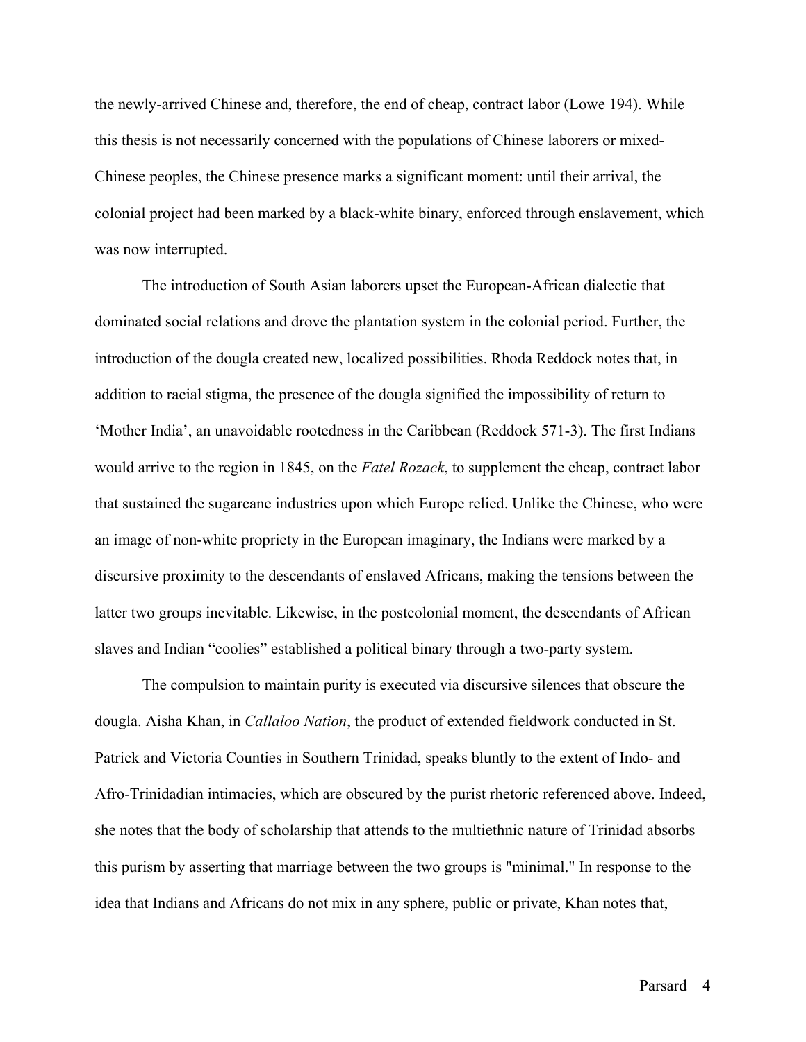the newly-arrived Chinese and, therefore, the end of cheap, contract labor (Lowe 194). While this thesis is not necessarily concerned with the populations of Chinese laborers or mixed-Chinese peoples, the Chinese presence marks a significant moment: until their arrival, the colonial project had been marked by a black-white binary, enforced through enslavement, which was now interrupted.

The introduction of South Asian laborers upset the European-African dialectic that dominated social relations and drove the plantation system in the colonial period. Further, the introduction of the dougla created new, localized possibilities. Rhoda Reddock notes that, in addition to racial stigma, the presence of the dougla signified the impossibility of return to 'Mother India', an unavoidable rootedness in the Caribbean (Reddock 571-3). The first Indians would arrive to the region in 1845, on the *Fatel Rozack*, to supplement the cheap, contract labor that sustained the sugarcane industries upon which Europe relied. Unlike the Chinese, who were an image of non-white propriety in the European imaginary, the Indians were marked by a discursive proximity to the descendants of enslaved Africans, making the tensions between the latter two groups inevitable. Likewise, in the postcolonial moment, the descendants of African slaves and Indian "coolies" established a political binary through a two-party system.

The compulsion to maintain purity is executed via discursive silences that obscure the dougla. Aisha Khan, in *Callaloo Nation*, the product of extended fieldwork conducted in St. Patrick and Victoria Counties in Southern Trinidad, speaks bluntly to the extent of Indo- and Afro-Trinidadian intimacies, which are obscured by the purist rhetoric referenced above. Indeed, she notes that the body of scholarship that attends to the multiethnic nature of Trinidad absorbs this purism by asserting that marriage between the two groups is "minimal." In response to the idea that Indians and Africans do not mix in any sphere, public or private, Khan notes that,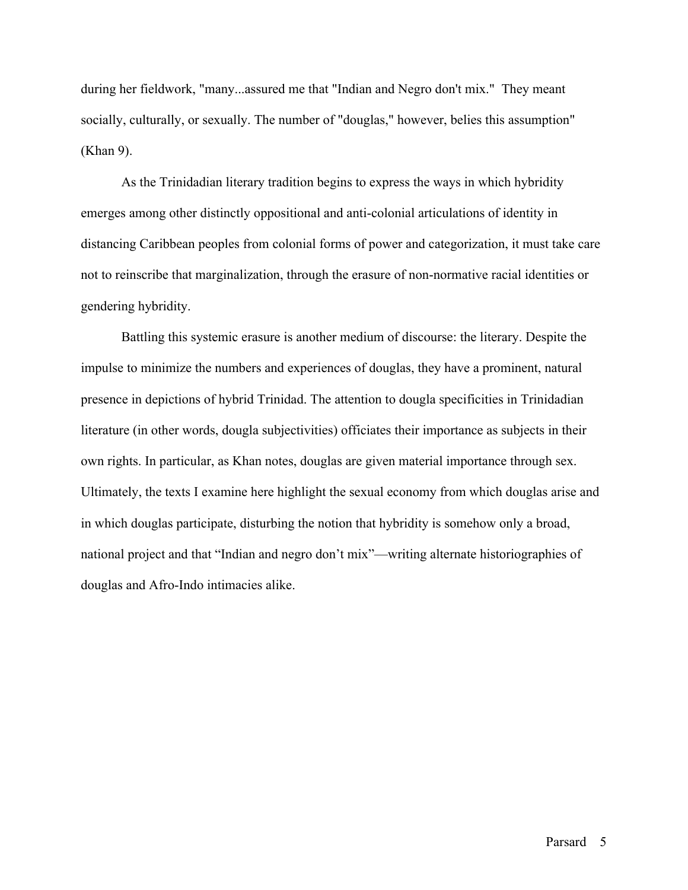during her fieldwork, "many...assured me that "Indian and Negro don't mix." They meant socially, culturally, or sexually. The number of "douglas," however, belies this assumption" (Khan 9).

As the Trinidadian literary tradition begins to express the ways in which hybridity emerges among other distinctly oppositional and anti-colonial articulations of identity in distancing Caribbean peoples from colonial forms of power and categorization, it must take care not to reinscribe that marginalization, through the erasure of non-normative racial identities or gendering hybridity.

Battling this systemic erasure is another medium of discourse: the literary. Despite the impulse to minimize the numbers and experiences of douglas, they have a prominent, natural presence in depictions of hybrid Trinidad. The attention to dougla specificities in Trinidadian literature (in other words, dougla subjectivities) officiates their importance as subjects in their own rights. In particular, as Khan notes, douglas are given material importance through sex. Ultimately, the texts I examine here highlight the sexual economy from which douglas arise and in which douglas participate, disturbing the notion that hybridity is somehow only a broad, national project and that "Indian and negro don't mix"—writing alternate historiographies of douglas and Afro-Indo intimacies alike.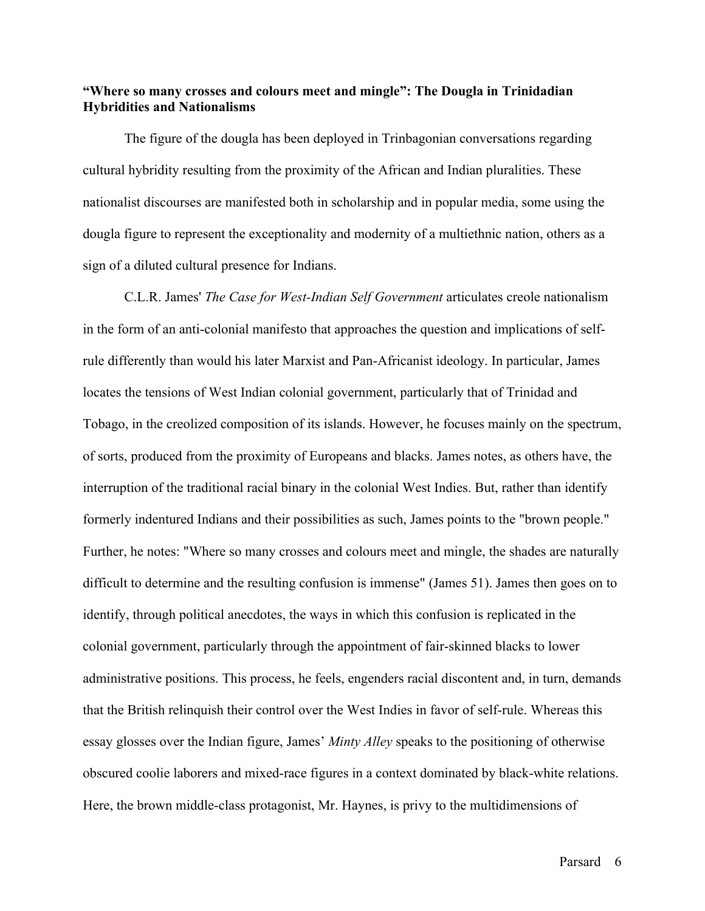**"Where so many crosses and colours meet and mingle": The Dougla in Trinidadian Hybridities and Nationalisms**

The figure of the dougla has been deployed in Trinbagonian conversations regarding cultural hybridity resulting from the proximity of the African and Indian pluralities. These nationalist discourses are manifested both in scholarship and in popular media, some using the dougla figure to represent the exceptionality and modernity of a multiethnic nation, others as a sign of a diluted cultural presence for Indians.

C.L.R. James' *The Case for West-Indian Self Government* articulates creole nationalism in the form of an anti-colonial manifesto that approaches the question and implications of self-rule differently than would his later Marxist and Pan-Africanist ideology. In particular, James locates the tensions of West Indian colonial government, particularly that of Trinidad and Tobago, in the creolized composition of its islands. However, he focuses mainly on the spectrum, of sorts, produced from the proximity of Europeans and blacks. James notes, as others have, the interruption of the traditional racial binary in the colonial West Indies. But, rather than identify formerly indentured Indians and their possibilities as such, James points to the "brown people." Further, he notes: "Where so many crosses and colours meet and mingle, the shades are naturally difficult to determine and the resulting confusion is immense" (James 51). James then goes on to identify, through political anecdotes, the ways in which this confusion is replicated in the colonial government, particularly through the appointment of fair-skinned blacks to lower administrative positions. This process, he feels, engenders racial discontent and, in turn, demands that the British relinquish their control over the West Indies in favor of self-rule. Whereas this essay glosses over the Indian figure, James' *Minty Alley* speaks to the positioning of otherwise obscured coolie laborers and mixed-race figures in a context dominated by black-white relations. Here, the brown middle-class protagonist, Mr. Haynes, is privy to the multidimensions of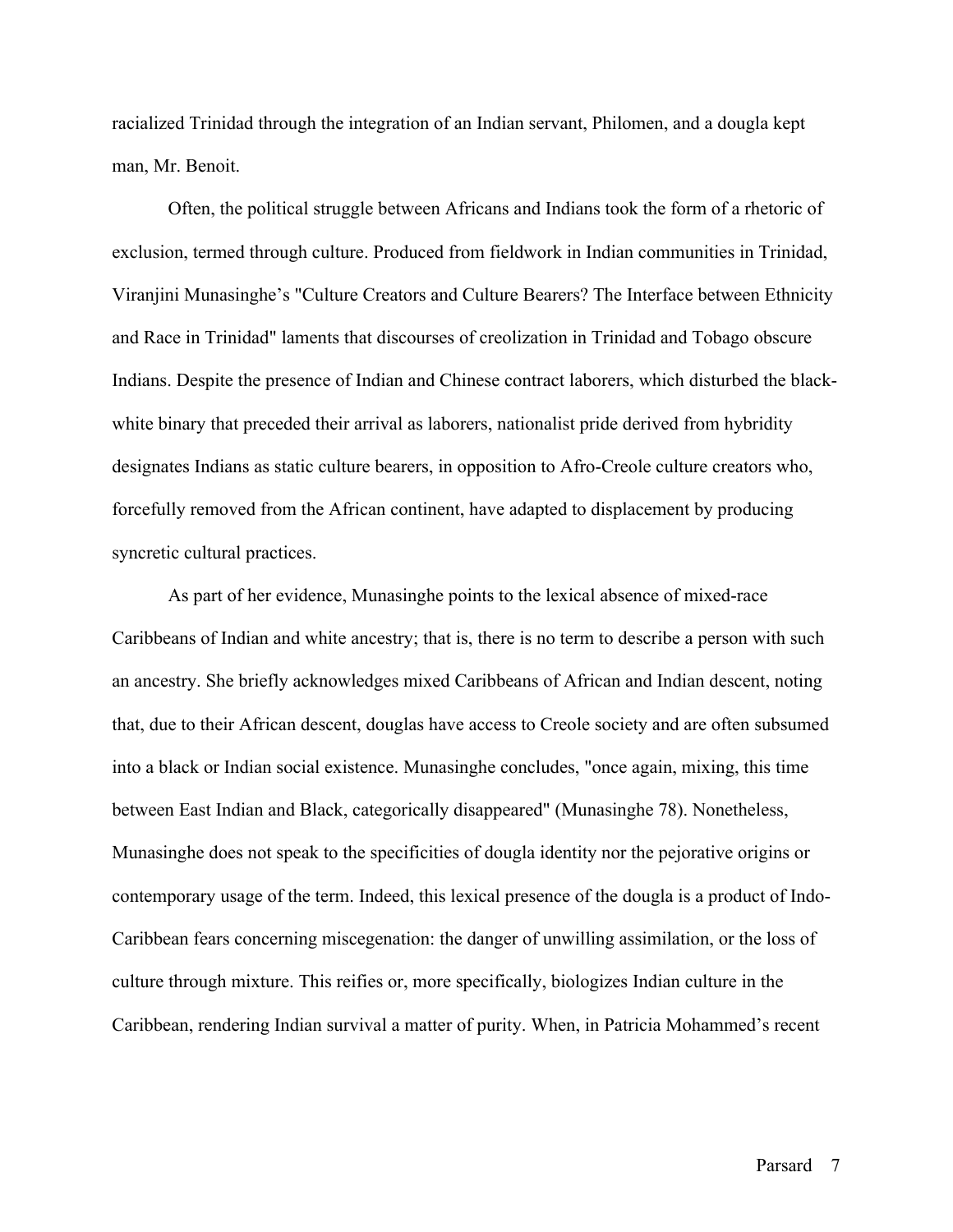racialized Trinidad through the integration of an Indian servant, Philomen, and a dougla kept man, Mr. Benoit.

Often, the political struggle between Africans and Indians took the form of a rhetoric of exclusion, termed through culture. Produced from fieldwork in Indian communities in Trinidad, Viranjini Munasinghe's "Culture Creators and Culture Bearers? The Interface between Ethnicity and Race in Trinidad" laments that discourses of creolization in Trinidad and Tobago obscure Indians. Despite the presence of Indian and Chinese contract laborers, which disturbed the black-white binary that preceded their arrival as laborers, nationalist pride derived from hybridity designates Indians as static culture bearers, in opposition to Afro-Creole culture creators who, forcefully removed from the African continent, have adapted to displacement by producing syncretic cultural practices.

As part of her evidence, Munasinghe points to the lexical absence of mixed-race Caribbeans of Indian and white ancestry; that is, there is no term to describe a person with such an ancestry. She briefly acknowledges mixed Caribbeans of African and Indian descent, noting that, due to their African descent, douglas have access to Creole society and are often subsumed into a black or Indian social existence. Munasinghe concludes, "once again, mixing, this time between East Indian and Black, categorically disappeared" (Munasinghe 78). Nonetheless, Munasinghe does not speak to the specificities of dougla identity nor the pejorative origins or contemporary usage of the term. Indeed, this lexical presence of the dougla is a product of Indo-Caribbean fears concerning miscegenation: the danger of unwilling assimilation, or the loss of culture through mixture. This reifies or, more specifically, biologizes Indian culture in the Caribbean, rendering Indian survival a matter of purity. When, in Patricia Mohammed's recent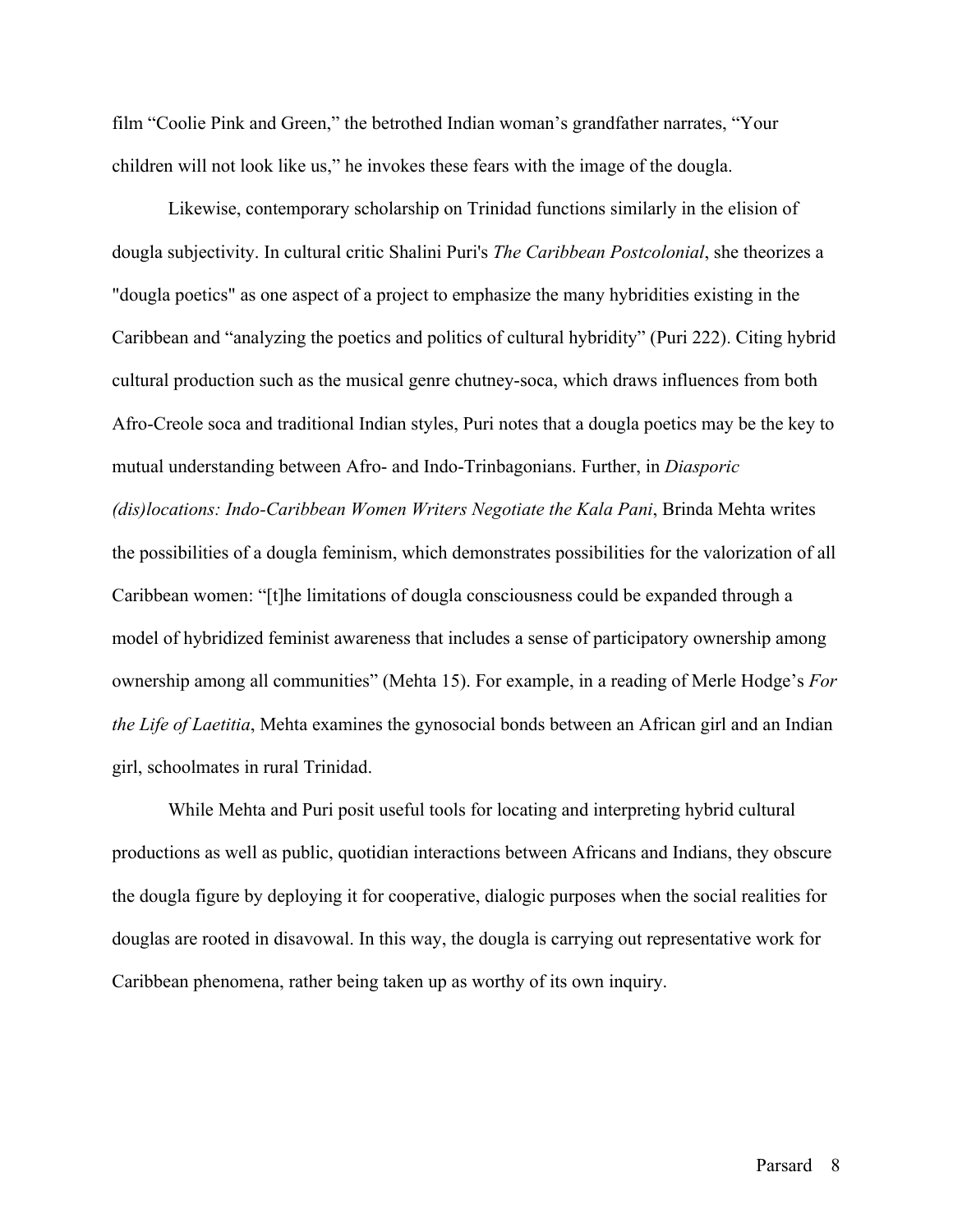film “Coolie Pink and Green,” the betrothed Indian woman’s grandfather narrates, “Your children will not look like us,” he invokes these fears with the image of the dougla.

Likewise, contemporary scholarship on Trinidad functions similarly in the elision of dougla subjectivity. In cultural critic Shalini Puri's *The Caribbean Postcolonial*, she theorizes a "dougla poetics" as one aspect of a project to emphasize the many hybridities existing in the Caribbean and “analyzing the poetics and politics of cultural hybridity” (Puri 222). Citing hybrid cultural production such as the musical genre chutney-soca, which draws influences from both Afro-Creole soca and traditional Indian styles, Puri notes that a dougla poetics may be the key to mutual understanding between Afro- and Indo-Trinbagonians. Further, in *Diasporic (dis)locations: Indo-Caribbean Women Writers Negotiate the Kala Pani*, Brinda Mehta writes the possibilities of a dougla feminism, which demonstrates possibilities for the valorization of all Caribbean women: “[t]he limitations of dougla consciousness could be expanded through a model of hybridized feminist awareness that includes a sense of participatory ownership among ownership among all communities” (Mehta 15). For example, in a reading of Merle Hodge’s *For the Life of Laetitia*, Mehta examines the gynosocial bonds between an African girl and an Indian girl, schoolmates in rural Trinidad.

While Mehta and Puri posit useful tools for locating and interpreting hybrid cultural productions as well as public, quotidian interactions between Africans and Indians, they obscure the dougla figure by deploying it for cooperative, dialogic purposes when the social realities for douglas are rooted in disavowal. In this way, the dougla is carrying out representative work for Caribbean phenomena, rather being taken up as worthy of its own inquiry.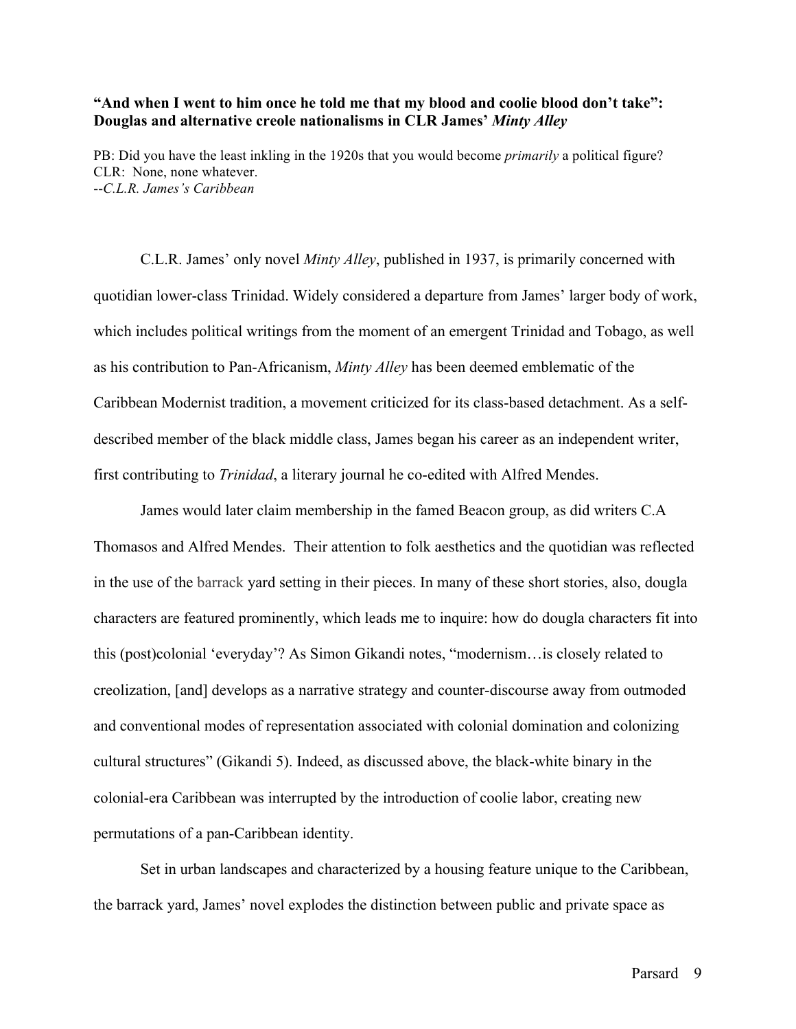**"And when I went to him once he told me that my blood and coolie blood don't take": Douglas and alternative creole nationalisms in CLR James' *Minty Alley***

PB: Did you have the least inkling in the 1920s that you would become *primarily* a political figure?
CLR: None, none whatever.
--*C.L.R. James's Caribbean*

C.L.R. James' only novel *Minty Alley*, published in 1937, is primarily concerned with quotidian lower-class Trinidad. Widely considered a departure from James' larger body of work, which includes political writings from the moment of an emergent Trinidad and Tobago, as well as his contribution to Pan-Africanism, *Minty Alley* has been deemed emblematic of the Caribbean Modernist tradition, a movement criticized for its class-based detachment. As a self-described member of the black middle class, James began his career as an independent writer, first contributing to *Trinidad*, a literary journal he co-edited with Alfred Mendes.

James would later claim membership in the famed Beacon group, as did writers C.A Thomasos and Alfred Mendes. Their attention to folk aesthetics and the quotidian was reflected in the use of the barrack yard setting in their pieces. In many of these short stories, also, dougla characters are featured prominently, which leads me to inquire: how do dougla characters fit into this (post)colonial 'everyday'? As Simon Gikandi notes, "modernism…is closely related to creolization, [and] develops as a narrative strategy and counter-discourse away from outmoded and conventional modes of representation associated with colonial domination and colonizing cultural structures" (Gikandi 5). Indeed, as discussed above, the black-white binary in the colonial-era Caribbean was interrupted by the introduction of coolie labor, creating new permutations of a pan-Caribbean identity.

Set in urban landscapes and characterized by a housing feature unique to the Caribbean, the barrack yard, James' novel explodes the distinction between public and private space as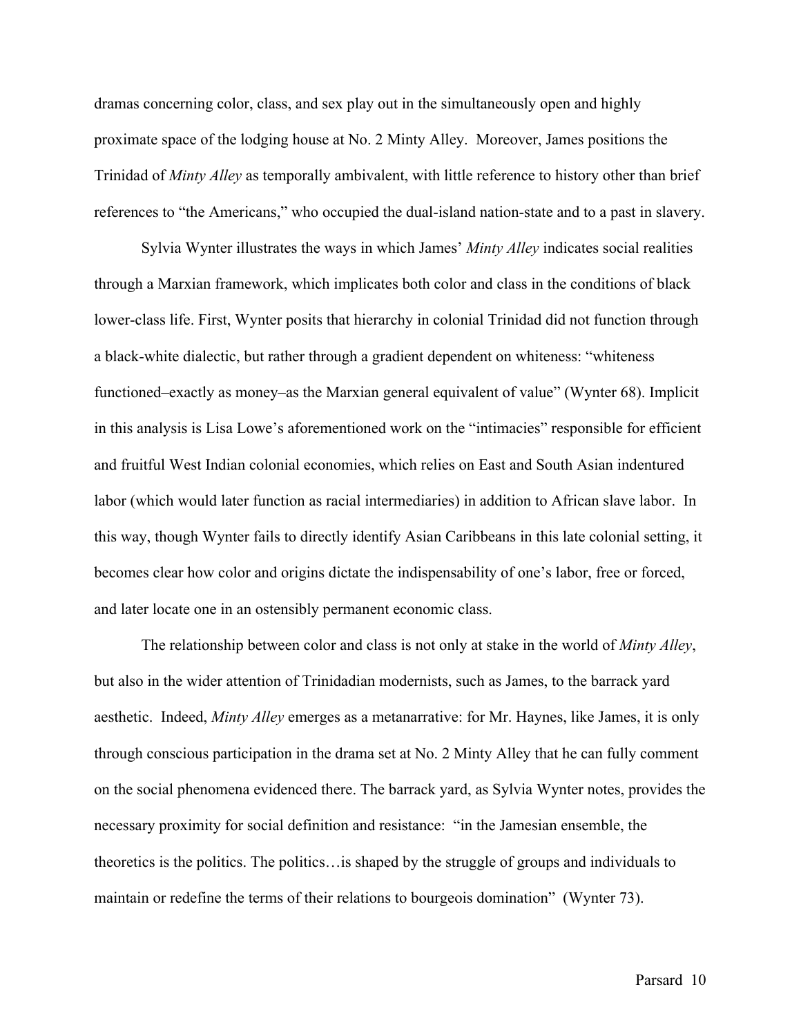dramas concerning color, class, and sex play out in the simultaneously open and highly proximate space of the lodging house at No. 2 Minty Alley. Moreover, James positions the Trinidad of *Minty Alley* as temporally ambivalent, with little reference to history other than brief references to "the Americans," who occupied the dual-island nation-state and to a past in slavery.

Sylvia Wynter illustrates the ways in which James' *Minty Alley* indicates social realities through a Marxian framework, which implicates both color and class in the conditions of black lower-class life. First, Wynter posits that hierarchy in colonial Trinidad did not function through a black-white dialectic, but rather through a gradient dependent on whiteness: "whiteness functioned–exactly as money–as the Marxian general equivalent of value" (Wynter 68). Implicit in this analysis is Lisa Lowe's aforementioned work on the "intimacies" responsible for efficient and fruitful West Indian colonial economies, which relies on East and South Asian indentured labor (which would later function as racial intermediaries) in addition to African slave labor. In this way, though Wynter fails to directly identify Asian Caribbeans in this late colonial setting, it becomes clear how color and origins dictate the indispensability of one's labor, free or forced, and later locate one in an ostensibly permanent economic class.

The relationship between color and class is not only at stake in the world of *Minty Alley*, but also in the wider attention of Trinidadian modernists, such as James, to the barrack yard aesthetic. Indeed, *Minty Alley* emerges as a metanarrative: for Mr. Haynes, like James, it is only through conscious participation in the drama set at No. 2 Minty Alley that he can fully comment on the social phenomena evidenced there. The barrack yard, as Sylvia Wynter notes, provides the necessary proximity for social definition and resistance: "in the Jamesian ensemble, the theoretics is the politics. The politics…is shaped by the struggle of groups and individuals to maintain or redefine the terms of their relations to bourgeois domination" (Wynter 73).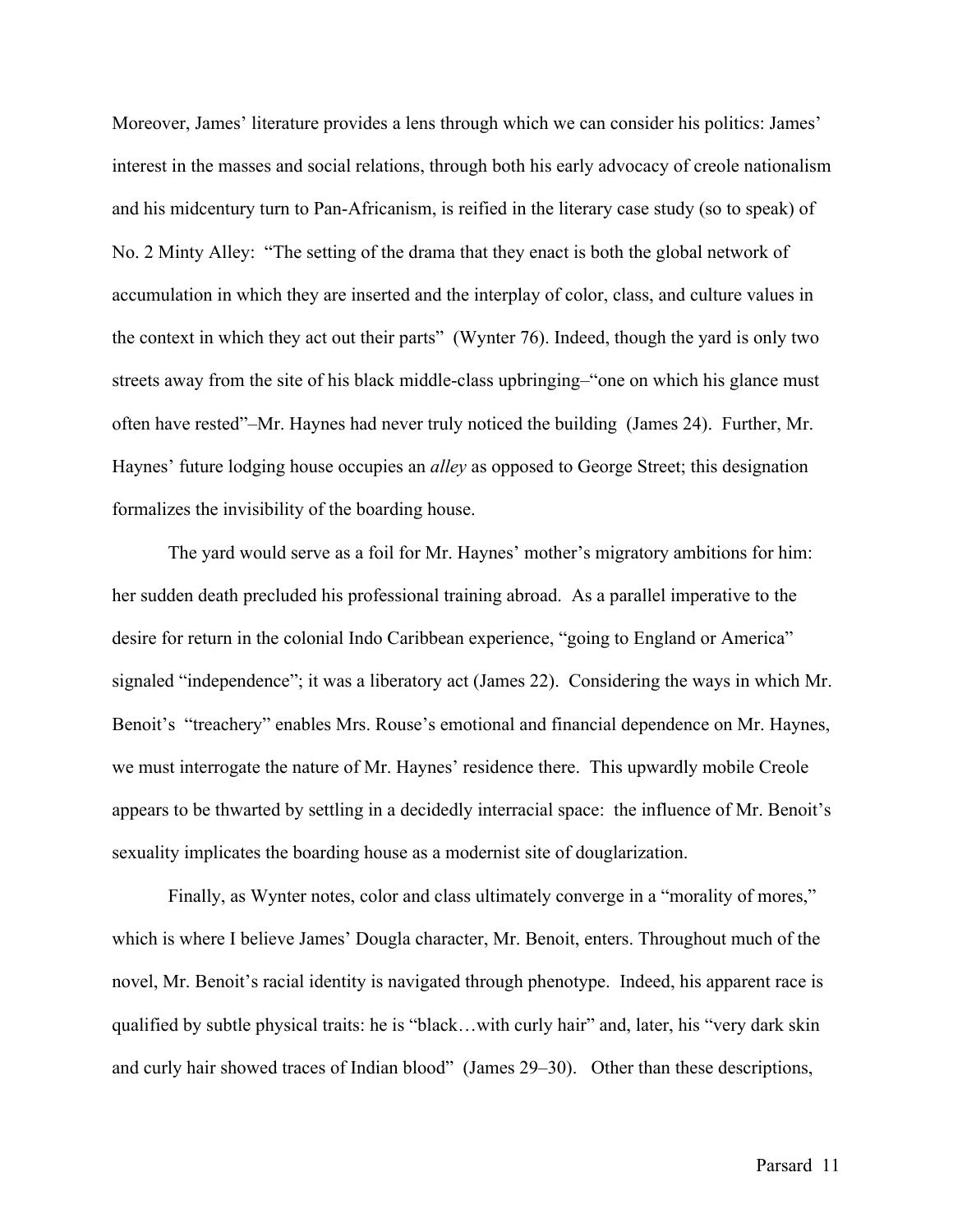Moreover, James' literature provides a lens through which we can consider his politics: James' interest in the masses and social relations, through both his early advocacy of creole nationalism and his midcentury turn to Pan-Africanism, is reified in the literary case study (so to speak) of No. 2 Minty Alley: "The setting of the drama that they enact is both the global network of accumulation in which they are inserted and the interplay of color, class, and culture values in the context in which they act out their parts" (Wynter 76). Indeed, though the yard is only two streets away from the site of his black middle-class upbringing–"one on which his glance must often have rested"–Mr. Haynes had never truly noticed the building (James 24). Further, Mr. Haynes' future lodging house occupies an *alley* as opposed to George Street; this designation formalizes the invisibility of the boarding house.

The yard would serve as a foil for Mr. Haynes' mother's migratory ambitions for him: her sudden death precluded his professional training abroad. As a parallel imperative to the desire for return in the colonial Indo Caribbean experience, "going to England or America" signaled "independence"; it was a liberatory act (James 22). Considering the ways in which Mr. Benoit's "treachery" enables Mrs. Rouse's emotional and financial dependence on Mr. Haynes, we must interrogate the nature of Mr. Haynes' residence there. This upwardly mobile Creole appears to be thwarted by settling in a decidedly interracial space: the influence of Mr. Benoit's sexuality implicates the boarding house as a modernist site of douglarization.

Finally, as Wynter notes, color and class ultimately converge in a "morality of mores," which is where I believe James' Dougla character, Mr. Benoit, enters. Throughout much of the novel, Mr. Benoit's racial identity is navigated through phenotype. Indeed, his apparent race is qualified by subtle physical traits: he is "black…with curly hair" and, later, his "very dark skin and curly hair showed traces of Indian blood" (James 29–30). Other than these descriptions,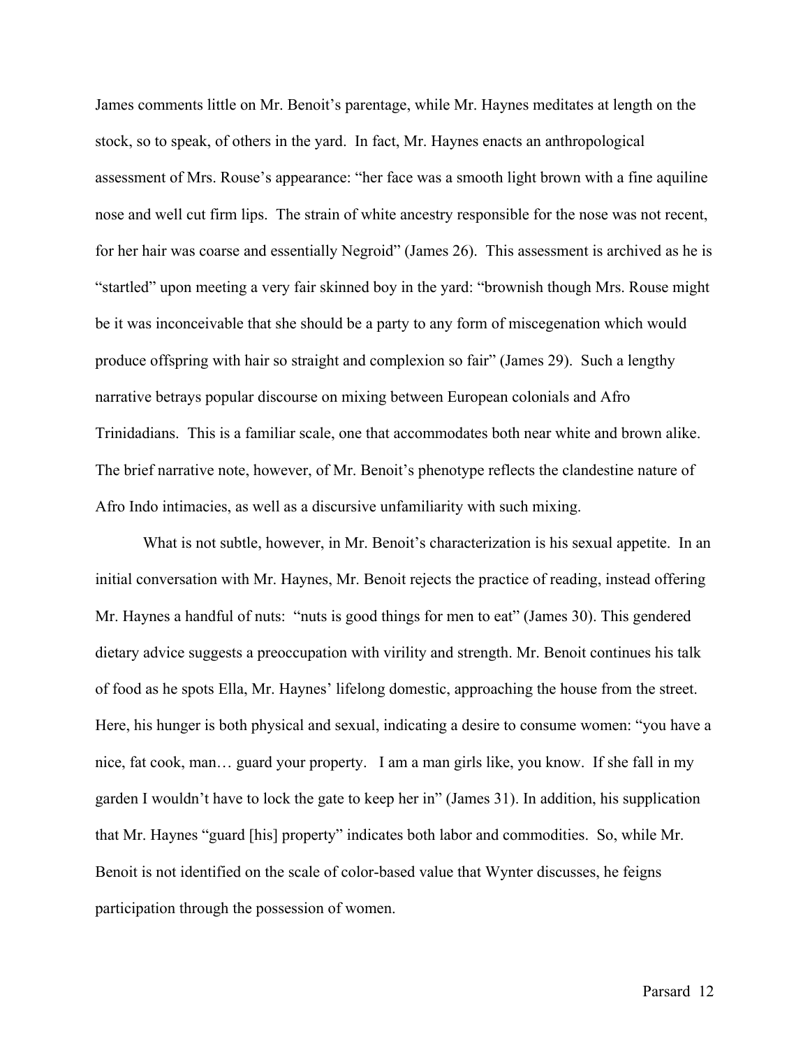James comments little on Mr. Benoit's parentage, while Mr. Haynes meditates at length on the stock, so to speak, of others in the yard. In fact, Mr. Haynes enacts an anthropological assessment of Mrs. Rouse's appearance: "her face was a smooth light brown with a fine aquiline nose and well cut firm lips. The strain of white ancestry responsible for the nose was not recent, for her hair was coarse and essentially Negroid" (James 26). This assessment is archived as he is "startled" upon meeting a very fair skinned boy in the yard: "brownish though Mrs. Rouse might be it was inconceivable that she should be a party to any form of miscegenation which would produce offspring with hair so straight and complexion so fair" (James 29). Such a lengthy narrative betrays popular discourse on mixing between European colonials and Afro Trinidadians. This is a familiar scale, one that accommodates both near white and brown alike. The brief narrative note, however, of Mr. Benoit's phenotype reflects the clandestine nature of Afro Indo intimacies, as well as a discursive unfamiliarity with such mixing.

What is not subtle, however, in Mr. Benoit's characterization is his sexual appetite. In an initial conversation with Mr. Haynes, Mr. Benoit rejects the practice of reading, instead offering Mr. Haynes a handful of nuts: "nuts is good things for men to eat" (James 30). This gendered dietary advice suggests a preoccupation with virility and strength. Mr. Benoit continues his talk of food as he spots Ella, Mr. Haynes' lifelong domestic, approaching the house from the street. Here, his hunger is both physical and sexual, indicating a desire to consume women: "you have a nice, fat cook, man… guard your property. I am a man girls like, you know. If she fall in my garden I wouldn't have to lock the gate to keep her in" (James 31). In addition, his supplication that Mr. Haynes "guard [his] property" indicates both labor and commodities. So, while Mr. Benoit is not identified on the scale of color-based value that Wynter discusses, he feigns participation through the possession of women.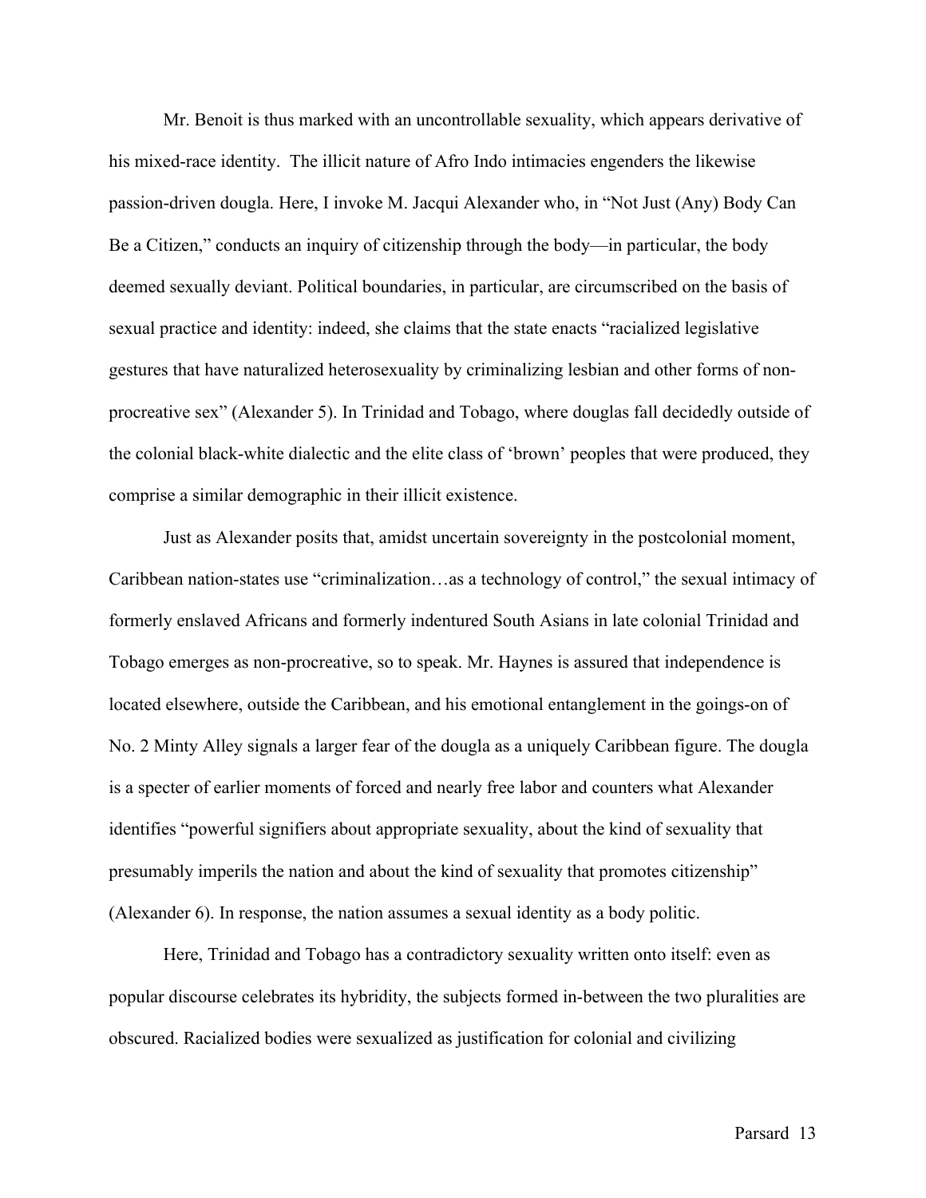Mr. Benoit is thus marked with an uncontrollable sexuality, which appears derivative of his mixed-race identity.  The illicit nature of Afro Indo intimacies engenders the likewise passion-driven dougla. Here, I invoke M. Jacqui Alexander who, in "Not Just (Any) Body Can Be a Citizen," conducts an inquiry of citizenship through the body—in particular, the body deemed sexually deviant. Political boundaries, in particular, are circumscribed on the basis of sexual practice and identity: indeed, she claims that the state enacts "racialized legislative gestures that have naturalized heterosexuality by criminalizing lesbian and other forms of non-procreative sex" (Alexander 5). In Trinidad and Tobago, where douglas fall decidedly outside of the colonial black-white dialectic and the elite class of 'brown' peoples that were produced, they comprise a similar demographic in their illicit existence.

Just as Alexander posits that, amidst uncertain sovereignty in the postcolonial moment, Caribbean nation-states use "criminalization…as a technology of control," the sexual intimacy of formerly enslaved Africans and formerly indentured South Asians in late colonial Trinidad and Tobago emerges as non-procreative, so to speak. Mr. Haynes is assured that independence is located elsewhere, outside the Caribbean, and his emotional entanglement in the goings-on of No. 2 Minty Alley signals a larger fear of the dougla as a uniquely Caribbean figure. The dougla is a specter of earlier moments of forced and nearly free labor and counters what Alexander identifies "powerful signifiers about appropriate sexuality, about the kind of sexuality that presumably imperils the nation and about the kind of sexuality that promotes citizenship" (Alexander 6). In response, the nation assumes a sexual identity as a body politic.

Here, Trinidad and Tobago has a contradictory sexuality written onto itself: even as popular discourse celebrates its hybridity, the subjects formed in-between the two pluralities are obscured. Racialized bodies were sexualized as justification for colonial and civilizing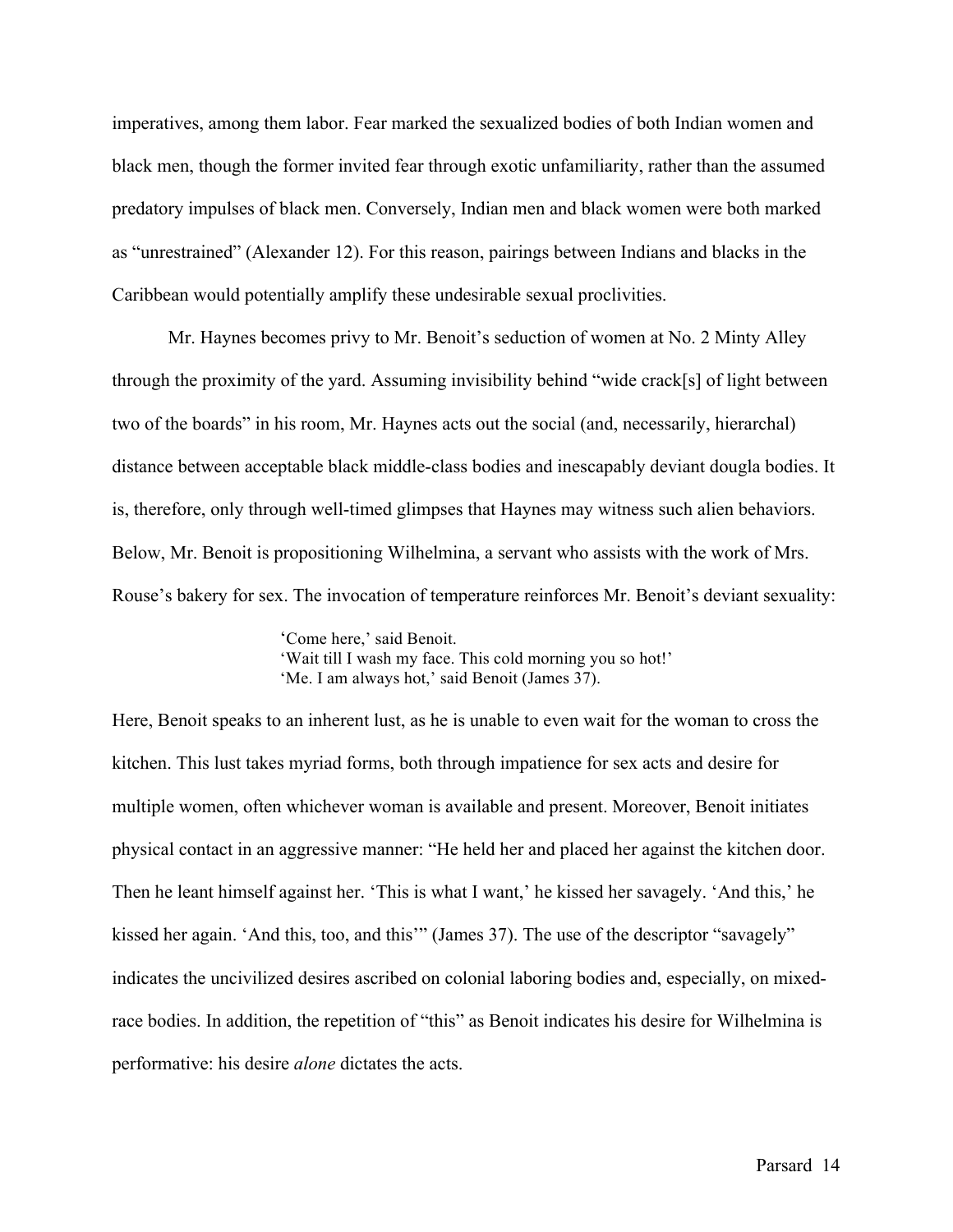imperatives, among them labor. Fear marked the sexualized bodies of both Indian women and black men, though the former invited fear through exotic unfamiliarity, rather than the assumed predatory impulses of black men. Conversely, Indian men and black women were both marked as "unrestrained" (Alexander 12). For this reason, pairings between Indians and blacks in the Caribbean would potentially amplify these undesirable sexual proclivities.

Mr. Haynes becomes privy to Mr. Benoit's seduction of women at No. 2 Minty Alley through the proximity of the yard. Assuming invisibility behind "wide crack[s] of light between two of the boards" in his room, Mr. Haynes acts out the social (and, necessarily, hierarchal) distance between acceptable black middle-class bodies and inescapably deviant dougla bodies. It is, therefore, only through well-timed glimpses that Haynes may witness such alien behaviors. Below, Mr. Benoit is propositioning Wilhelmina, a servant who assists with the work of Mrs. Rouse's bakery for sex. The invocation of temperature reinforces Mr. Benoit's deviant sexuality:

> 'Come here,' said Benoit.
> 'Wait till I wash my face. This cold morning you so hot!'
> 'Me. I am always hot,' said Benoit (James 37).

Here, Benoit speaks to an inherent lust, as he is unable to even wait for the woman to cross the kitchen. This lust takes myriad forms, both through impatience for sex acts and desire for multiple women, often whichever woman is available and present. Moreover, Benoit initiates physical contact in an aggressive manner: "He held her and placed her against the kitchen door. Then he leant himself against her. 'This is what I want,' he kissed her savagely. 'And this,' he kissed her again. 'And this, too, and this'" (James 37). The use of the descriptor "savagely" indicates the uncivilized desires ascribed on colonial laboring bodies and, especially, on mixed-race bodies. In addition, the repetition of "this" as Benoit indicates his desire for Wilhelmina is performative: his desire *alone* dictates the acts.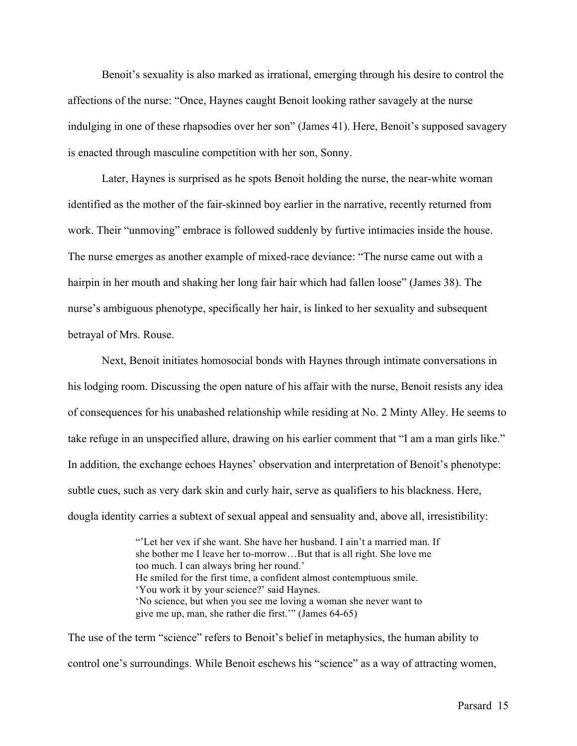Benoit's sexuality is also marked as irrational, emerging through his desire to control the affections of the nurse: "Once, Haynes caught Benoit looking rather savagely at the nurse indulging in one of these rhapsodies over her son" (James 41). Here, Benoit's supposed savagery is enacted through masculine competition with her son, Sonny.

Later, Haynes is surprised as he spots Benoit holding the nurse, the near-white woman identified as the mother of the fair-skinned boy earlier in the narrative, recently returned from work. Their "unmoving" embrace is followed suddenly by furtive intimacies inside the house. The nurse emerges as another example of mixed-race deviance: "The nurse came out with a hairpin in her mouth and shaking her long fair hair which had fallen loose" (James 38). The nurse's ambiguous phenotype, specifically her hair, is linked to her sexuality and subsequent betrayal of Mrs. Rouse.

Next, Benoit initiates homosocial bonds with Haynes through intimate conversations in his lodging room. Discussing the open nature of his affair with the nurse, Benoit resists any idea of consequences for his unabashed relationship while residing at No. 2 Minty Alley. He seems to take refuge in an unspecified allure, drawing on his earlier comment that "I am a man girls like." In addition, the exchange echoes Haynes' observation and interpretation of Benoit's phenotype: subtle cues, such as very dark skin and curly hair, serve as qualifiers to his blackness. Here, dougla identity carries a subtext of sexual appeal and sensuality and, above all, irresistibility:

> "'Let her vex if she want. She have her husband. I ain't a married man. If she bother me I leave her to-morrow…But that is all right. She love me too much. I can always bring her round.'
> He smiled for the first time, a confident almost contemptuous smile.
> 'You work it by your science?' said Haynes.
> 'No science, but when you see me loving a woman she never want to give me up, man, she rather die first.'" (James 64-65)

The use of the term "science" refers to Benoit's belief in metaphysics, the human ability to control one's surroundings. While Benoit eschews his "science" as a way of attracting women,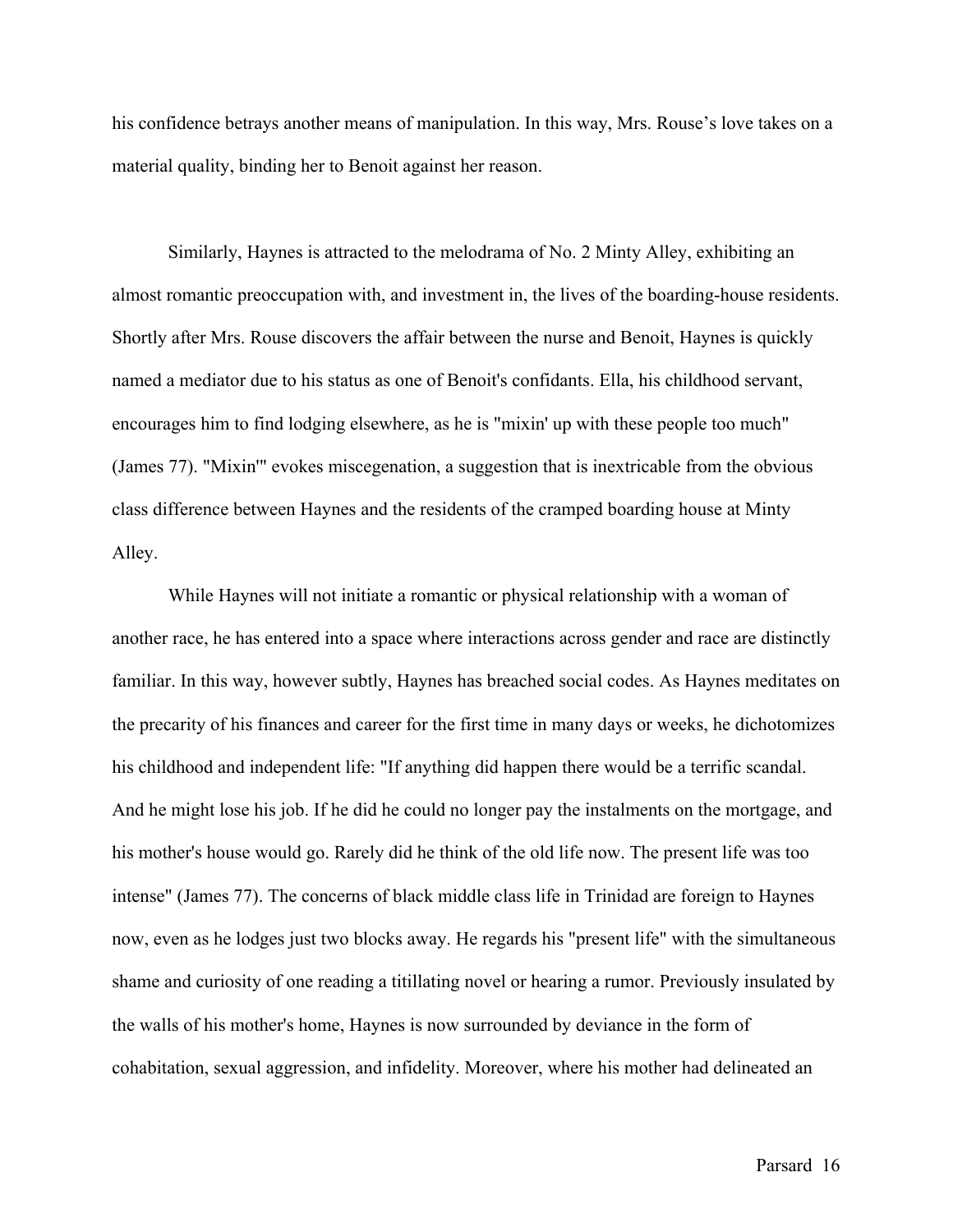his confidence betrays another means of manipulation. In this way, Mrs. Rouse's love takes on a material quality, binding her to Benoit against her reason.

Similarly, Haynes is attracted to the melodrama of No. 2 Minty Alley, exhibiting an almost romantic preoccupation with, and investment in, the lives of the boarding-house residents. Shortly after Mrs. Rouse discovers the affair between the nurse and Benoit, Haynes is quickly named a mediator due to his status as one of Benoit's confidants. Ella, his childhood servant, encourages him to find lodging elsewhere, as he is "mixin' up with these people too much" (James 77). "Mixin'" evokes miscegenation, a suggestion that is inextricable from the obvious class difference between Haynes and the residents of the cramped boarding house at Minty Alley.

While Haynes will not initiate a romantic or physical relationship with a woman of another race, he has entered into a space where interactions across gender and race are distinctly familiar. In this way, however subtly, Haynes has breached social codes. As Haynes meditates on the precarity of his finances and career for the first time in many days or weeks, he dichotomizes his childhood and independent life: "If anything did happen there would be a terrific scandal. And he might lose his job. If he did he could no longer pay the instalments on the mortgage, and his mother's house would go. Rarely did he think of the old life now. The present life was too intense" (James 77). The concerns of black middle class life in Trinidad are foreign to Haynes now, even as he lodges just two blocks away. He regards his "present life" with the simultaneous shame and curiosity of one reading a titillating novel or hearing a rumor. Previously insulated by the walls of his mother's home, Haynes is now surrounded by deviance in the form of cohabitation, sexual aggression, and infidelity. Moreover, where his mother had delineated an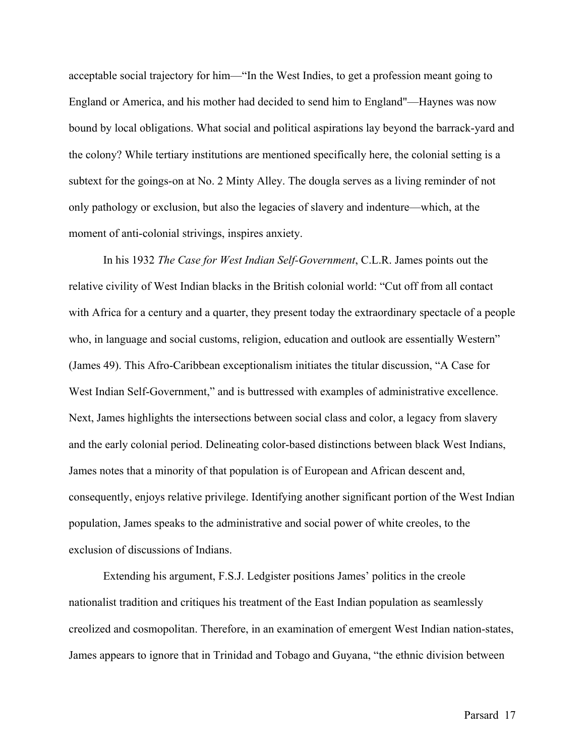acceptable social trajectory for him—"In the West Indies, to get a profession meant going to England or America, and his mother had decided to send him to England"—Haynes was now bound by local obligations. What social and political aspirations lay beyond the barrack-yard and the colony? While tertiary institutions are mentioned specifically here, the colonial setting is a subtext for the goings-on at No. 2 Minty Alley. The dougla serves as a living reminder of not only pathology or exclusion, but also the legacies of slavery and indenture—which, at the moment of anti-colonial strivings, inspires anxiety.

In his 1932 *The Case for West Indian Self-Government*, C.L.R. James points out the relative civility of West Indian blacks in the British colonial world: "Cut off from all contact with Africa for a century and a quarter, they present today the extraordinary spectacle of a people who, in language and social customs, religion, education and outlook are essentially Western" (James 49). This Afro-Caribbean exceptionalism initiates the titular discussion, "A Case for West Indian Self-Government," and is buttressed with examples of administrative excellence. Next, James highlights the intersections between social class and color, a legacy from slavery and the early colonial period. Delineating color-based distinctions between black West Indians, James notes that a minority of that population is of European and African descent and, consequently, enjoys relative privilege. Identifying another significant portion of the West Indian population, James speaks to the administrative and social power of white creoles, to the exclusion of discussions of Indians.

Extending his argument, F.S.J. Ledgister positions James' politics in the creole nationalist tradition and critiques his treatment of the East Indian population as seamlessly creolized and cosmopolitan. Therefore, in an examination of emergent West Indian nation-states, James appears to ignore that in Trinidad and Tobago and Guyana, "the ethnic division between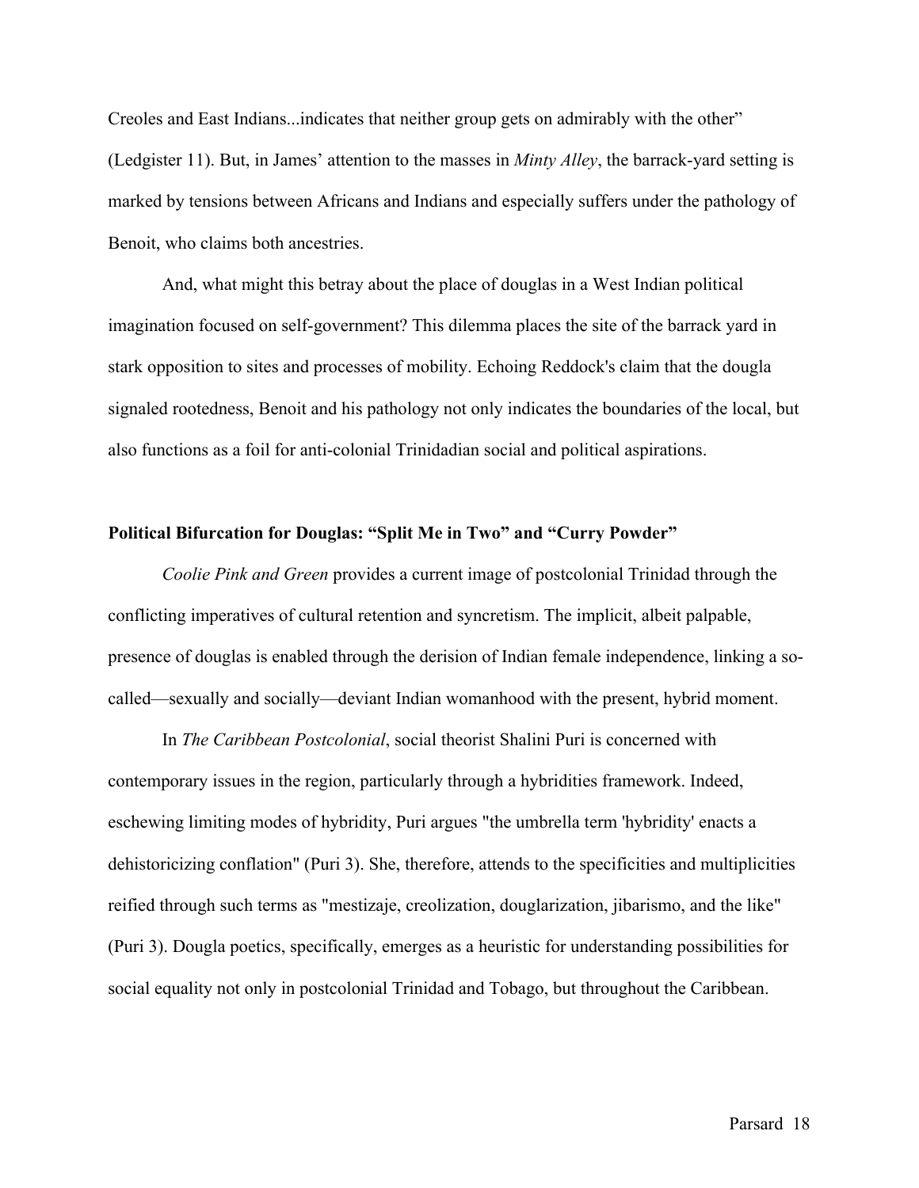Creoles and East Indians...indicates that neither group gets on admirably with the other" (Ledgister 11). But, in James' attention to the masses in *Minty Alley*, the barrack-yard setting is marked by tensions between Africans and Indians and especially suffers under the pathology of Benoit, who claims both ancestries.

And, what might this betray about the place of douglas in a West Indian political imagination focused on self-government? This dilemma places the site of the barrack yard in stark opposition to sites and processes of mobility. Echoing Reddock's claim that the dougla signaled rootedness, Benoit and his pathology not only indicates the boundaries of the local, but also functions as a foil for anti-colonial Trinidadian social and political aspirations.

### Political Bifurcation for Douglas: "Split Me in Two" and "Curry Powder"

*Coolie Pink and Green* provides a current image of postcolonial Trinidad through the conflicting imperatives of cultural retention and syncretism. The implicit, albeit palpable, presence of douglas is enabled through the derision of Indian female independence, linking a so-called—sexually and socially—deviant Indian womanhood with the present, hybrid moment.

In *The Caribbean Postcolonial*, social theorist Shalini Puri is concerned with contemporary issues in the region, particularly through a hybridities framework. Indeed, eschewing limiting modes of hybridity, Puri argues "the umbrella term 'hybridity' enacts a dehistoricizing conflation" (Puri 3). She, therefore, attends to the specificities and multiplicities reified through such terms as "mestizaje, creolization, douglarization, jibarismo, and the like" (Puri 3). Dougla poetics, specifically, emerges as a heuristic for understanding possibilities for social equality not only in postcolonial Trinidad and Tobago, but throughout the Caribbean.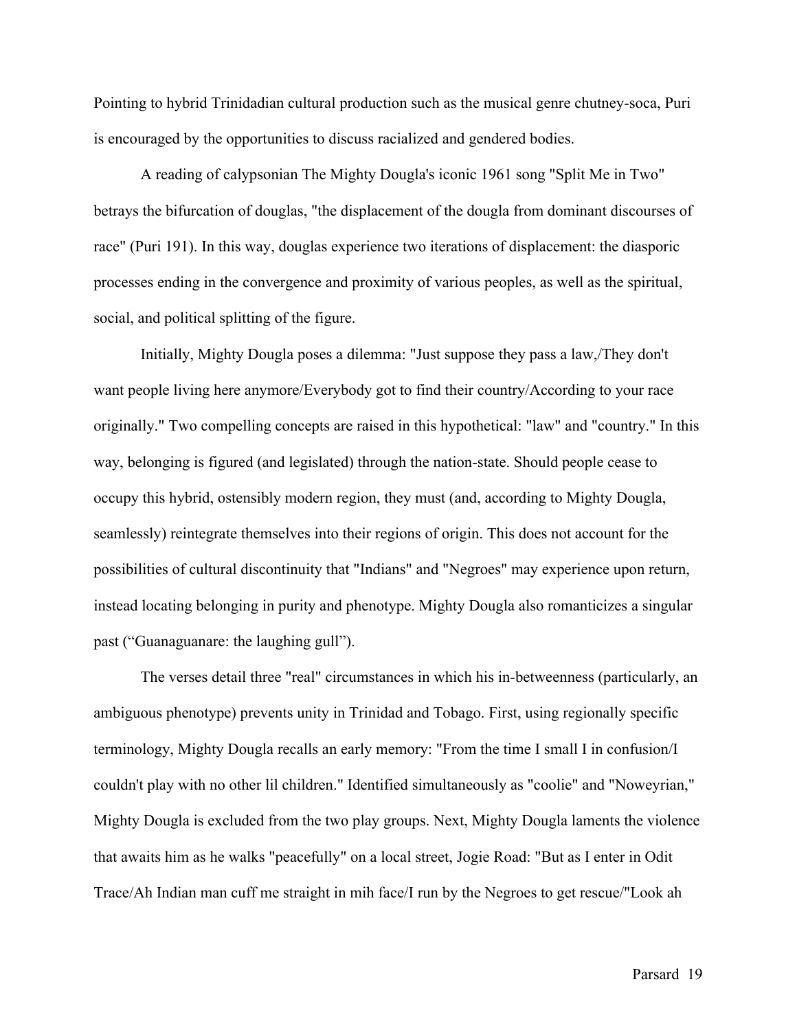Pointing to hybrid Trinidadian cultural production such as the musical genre chutney-soca, Puri is encouraged by the opportunities to discuss racialized and gendered bodies.

A reading of calypsonian The Mighty Dougla's iconic 1961 song "Split Me in Two" betrays the bifurcation of douglas, "the displacement of the dougla from dominant discourses of race" (Puri 191). In this way, douglas experience two iterations of displacement: the diasporic processes ending in the convergence and proximity of various peoples, as well as the spiritual, social, and political splitting of the figure.

Initially, Mighty Dougla poses a dilemma: "Just suppose they pass a law,/They don't want people living here anymore/Everybody got to find their country/According to your race originally." Two compelling concepts are raised in this hypothetical: "law" and "country." In this way, belonging is figured (and legislated) through the nation-state. Should people cease to occupy this hybrid, ostensibly modern region, they must (and, according to Mighty Dougla, seamlessly) reintegrate themselves into their regions of origin. This does not account for the possibilities of cultural discontinuity that "Indians" and "Negroes" may experience upon return, instead locating belonging in purity and phenotype. Mighty Dougla also romanticizes a singular past ("Guanaguanare: the laughing gull").

The verses detail three "real" circumstances in which his in-betweenness (particularly, an ambiguous phenotype) prevents unity in Trinidad and Tobago. First, using regionally specific terminology, Mighty Dougla recalls an early memory: "From the time I small I in confusion/I couldn't play with no other lil children." Identified simultaneously as "coolie" and "Noweyrian," Mighty Dougla is excluded from the two play groups. Next, Mighty Dougla laments the violence that awaits him as he walks "peacefully" on a local street, Jogie Road: "But as I enter in Odit Trace/Ah Indian man cuff me straight in mih face/I run by the Negroes to get rescue/"Look ah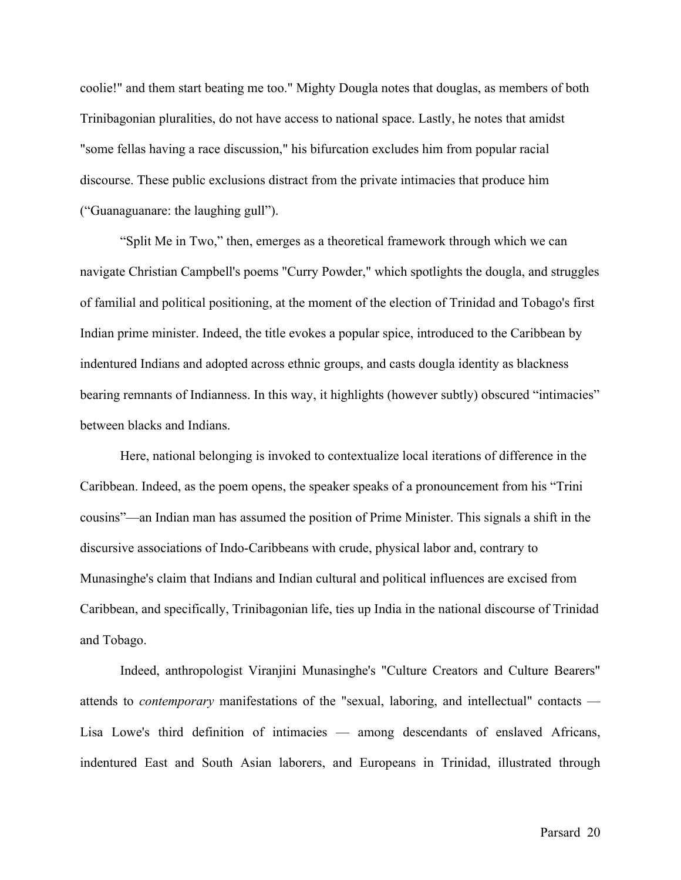coolie!" and them start beating me too." Mighty Dougla notes that douglas, as members of both Trinibagonian pluralities, do not have access to national space. Lastly, he notes that amidst "some fellas having a race discussion," his bifurcation excludes him from popular racial discourse. These public exclusions distract from the private intimacies that produce him ("Guanaguanare: the laughing gull").

"Split Me in Two," then, emerges as a theoretical framework through which we can navigate Christian Campbell's poems "Curry Powder," which spotlights the dougla, and struggles of familial and political positioning, at the moment of the election of Trinidad and Tobago's first Indian prime minister. Indeed, the title evokes a popular spice, introduced to the Caribbean by indentured Indians and adopted across ethnic groups, and casts dougla identity as blackness bearing remnants of Indianness. In this way, it highlights (however subtly) obscured "intimacies" between blacks and Indians.

Here, national belonging is invoked to contextualize local iterations of difference in the Caribbean. Indeed, as the poem opens, the speaker speaks of a pronouncement from his "Trini cousins"—an Indian man has assumed the position of Prime Minister. This signals a shift in the discursive associations of Indo-Caribbeans with crude, physical labor and, contrary to Munasinghe's claim that Indians and Indian cultural and political influences are excised from Caribbean, and specifically, Trinibagonian life, ties up India in the national discourse of Trinidad and Tobago.

Indeed, anthropologist Viranjini Munasinghe's "Culture Creators and Culture Bearers" attends to *contemporary* manifestations of the "sexual, laboring, and intellectual" contacts — Lisa Lowe's third definition of intimacies — among descendants of enslaved Africans, indentured East and South Asian laborers, and Europeans in Trinidad, illustrated through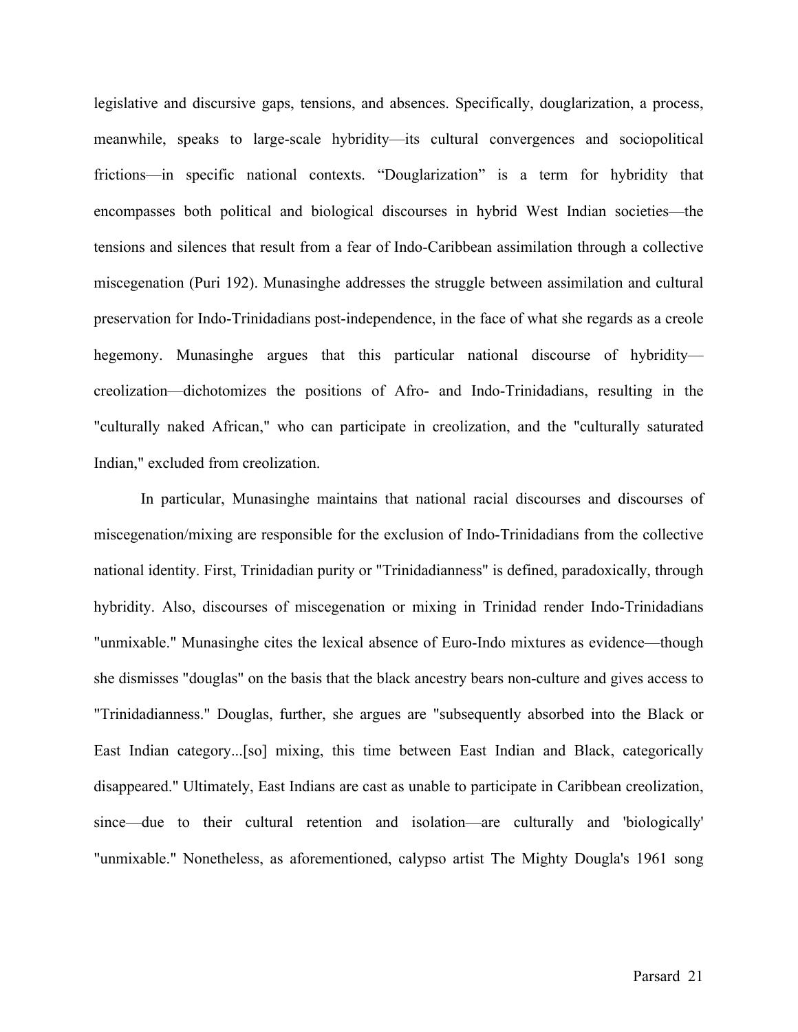legislative and discursive gaps, tensions, and absences. Specifically, douglarization, a process, meanwhile, speaks to large-scale hybridity—its cultural convergences and sociopolitical frictions—in specific national contexts. "Douglarization" is a term for hybridity that encompasses both political and biological discourses in hybrid West Indian societies—the tensions and silences that result from a fear of Indo-Caribbean assimilation through a collective miscegenation (Puri 192). Munasinghe addresses the struggle between assimilation and cultural preservation for Indo-Trinidadians post-independence, in the face of what she regards as a creole hegemony. Munasinghe argues that this particular national discourse of hybridity—creolization—dichotomizes the positions of Afro- and Indo-Trinidadians, resulting in the "culturally naked African," who can participate in creolization, and the "culturally saturated Indian," excluded from creolization.

In particular, Munasinghe maintains that national racial discourses and discourses of miscegenation/mixing are responsible for the exclusion of Indo-Trinidadians from the collective national identity. First, Trinidadian purity or "Trinidadianness" is defined, paradoxically, through hybridity. Also, discourses of miscegenation or mixing in Trinidad render Indo-Trinidadians "unmixable." Munasinghe cites the lexical absence of Euro-Indo mixtures as evidence—though she dismisses "douglas" on the basis that the black ancestry bears non-culture and gives access to "Trinidadianness." Douglas, further, she argues are "subsequently absorbed into the Black or East Indian category...[so] mixing, this time between East Indian and Black, categorically disappeared." Ultimately, East Indians are cast as unable to participate in Caribbean creolization, since—due to their cultural retention and isolation—are culturally and 'biologically' "unmixable." Nonetheless, as aforementioned, calypso artist The Mighty Dougla's 1961 song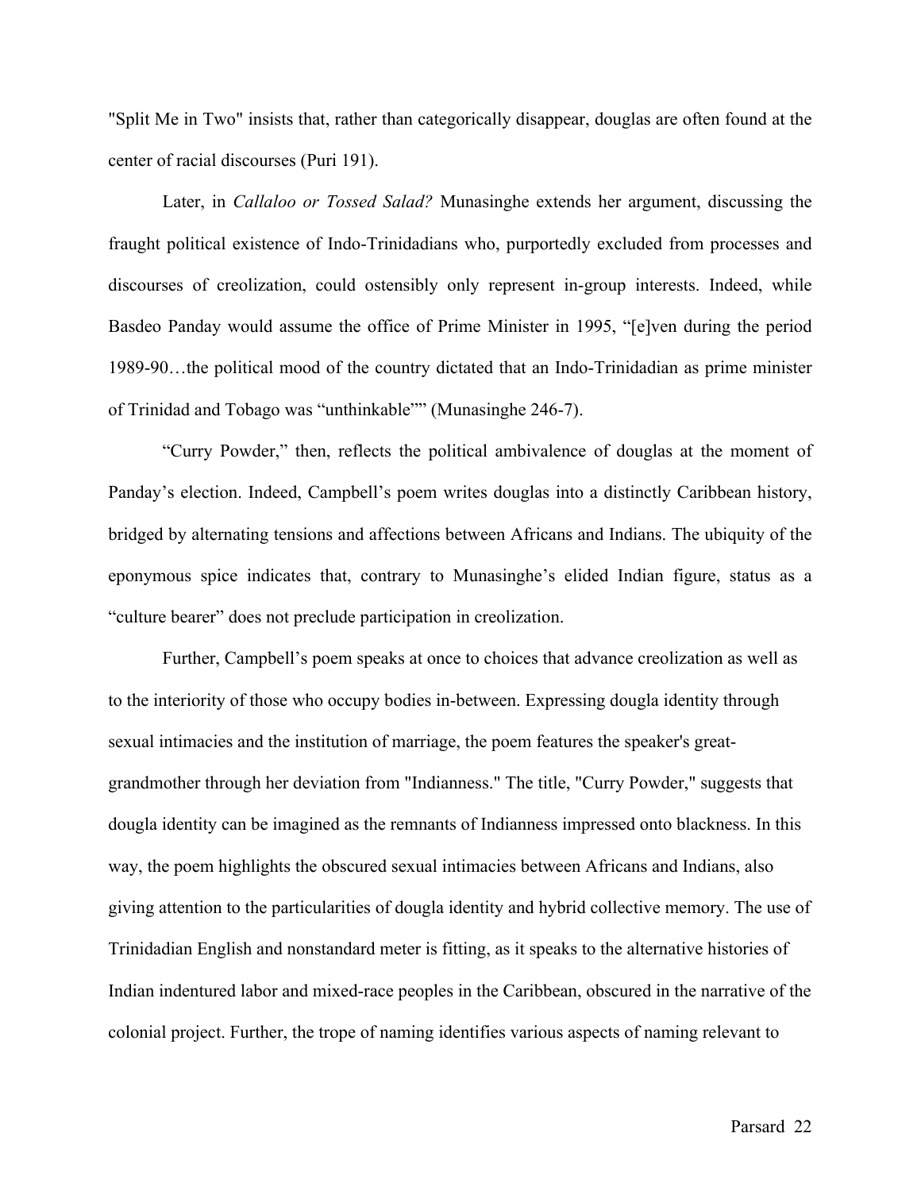"Split Me in Two" insists that, rather than categorically disappear, douglas are often found at the center of racial discourses (Puri 191).

Later, in *Callaloo or Tossed Salad?* Munasinghe extends her argument, discussing the fraught political existence of Indo-Trinidadians who, purportedly excluded from processes and discourses of creolization, could ostensibly only represent in-group interests. Indeed, while Basdeo Panday would assume the office of Prime Minister in 1995, "[e]ven during the period 1989-90…the political mood of the country dictated that an Indo-Trinidadian as prime minister of Trinidad and Tobago was "unthinkable"" (Munasinghe 246-7).

"Curry Powder," then, reflects the political ambivalence of douglas at the moment of Panday's election. Indeed, Campbell's poem writes douglas into a distinctly Caribbean history, bridged by alternating tensions and affections between Africans and Indians. The ubiquity of the eponymous spice indicates that, contrary to Munasinghe's elided Indian figure, status as a "culture bearer" does not preclude participation in creolization.

Further, Campbell's poem speaks at once to choices that advance creolization as well as to the interiority of those who occupy bodies in-between. Expressing dougla identity through sexual intimacies and the institution of marriage, the poem features the speaker's great-grandmother through her deviation from "Indianness." The title, "Curry Powder," suggests that dougla identity can be imagined as the remnants of Indianness impressed onto blackness. In this way, the poem highlights the obscured sexual intimacies between Africans and Indians, also giving attention to the particularities of dougla identity and hybrid collective memory. The use of Trinidadian English and nonstandard meter is fitting, as it speaks to the alternative histories of Indian indentured labor and mixed-race peoples in the Caribbean, obscured in the narrative of the colonial project. Further, the trope of naming identifies various aspects of naming relevant to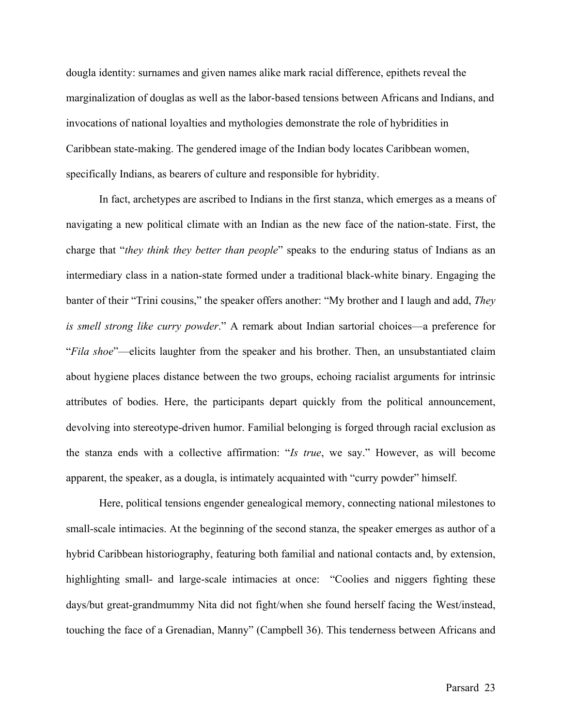dougla identity: surnames and given names alike mark racial difference, epithets reveal the marginalization of douglas as well as the labor-based tensions between Africans and Indians, and invocations of national loyalties and mythologies demonstrate the role of hybridities in Caribbean state-making. The gendered image of the Indian body locates Caribbean women, specifically Indians, as bearers of culture and responsible for hybridity.

In fact, archetypes are ascribed to Indians in the first stanza, which emerges as a means of navigating a new political climate with an Indian as the new face of the nation-state. First, the charge that "*they think they better than people*" speaks to the enduring status of Indians as an intermediary class in a nation-state formed under a traditional black-white binary. Engaging the banter of their "Trini cousins," the speaker offers another: "My brother and I laugh and add, *They is smell strong like curry powder*." A remark about Indian sartorial choices—a preference for "*Fila shoe*"—elicits laughter from the speaker and his brother. Then, an unsubstantiated claim about hygiene places distance between the two groups, echoing racialist arguments for intrinsic attributes of bodies. Here, the participants depart quickly from the political announcement, devolving into stereotype-driven humor. Familial belonging is forged through racial exclusion as the stanza ends with a collective affirmation: "*Is true*, we say." However, as will become apparent, the speaker, as a dougla, is intimately acquainted with "curry powder" himself.

Here, political tensions engender genealogical memory, connecting national milestones to small-scale intimacies. At the beginning of the second stanza, the speaker emerges as author of a hybrid Caribbean historiography, featuring both familial and national contacts and, by extension, highlighting small- and large-scale intimacies at once: "Coolies and niggers fighting these days/but great-grandmummy Nita did not fight/when she found herself facing the West/instead, touching the face of a Grenadian, Manny" (Campbell 36). This tenderness between Africans and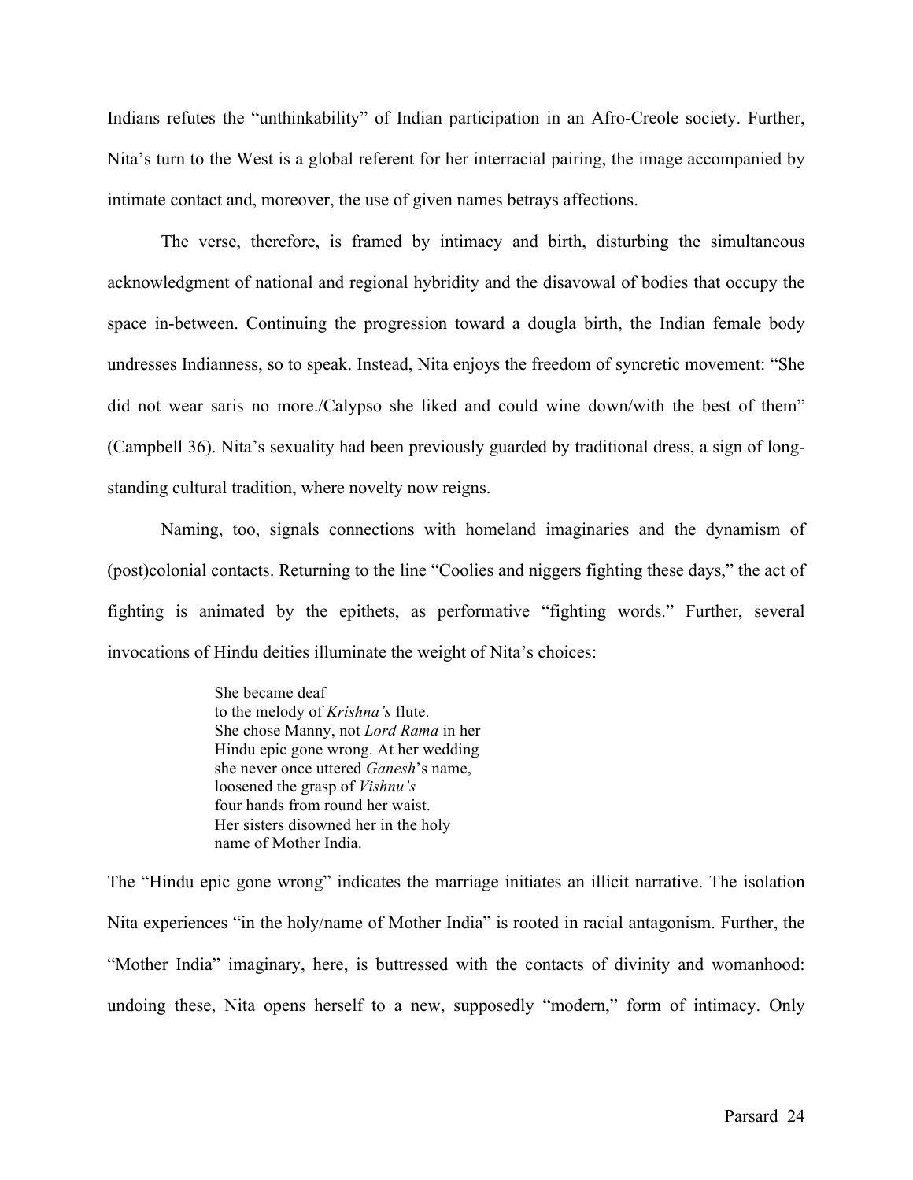Indians refutes the "unthinkability" of Indian participation in an Afro-Creole society. Further, Nita's turn to the West is a global referent for her interracial pairing, the image accompanied by intimate contact and, moreover, the use of given names betrays affections.

The verse, therefore, is framed by intimacy and birth, disturbing the simultaneous acknowledgment of national and regional hybridity and the disavowal of bodies that occupy the space in-between. Continuing the progression toward a dougla birth, the Indian female body undresses Indianness, so to speak. Instead, Nita enjoys the freedom of syncretic movement: "She did not wear saris no more./Calypso she liked and could wine down/with the best of them" (Campbell 36). Nita's sexuality had been previously guarded by traditional dress, a sign of long-standing cultural tradition, where novelty now reigns.

Naming, too, signals connections with homeland imaginaries and the dynamism of (post)colonial contacts. Returning to the line "Coolies and niggers fighting these days," the act of fighting is animated by the epithets, as performative "fighting words." Further, several invocations of Hindu deities illuminate the weight of Nita's choices:

> She became deaf
> to the melody of *Krishna's* flute.
> She chose Manny, not *Lord Rama* in her
> Hindu epic gone wrong. At her wedding
> she never once uttered *Ganesh*'s name,
> loosened the grasp of *Vishnu's*
> four hands from round her waist.
> Her sisters disowned her in the holy
> name of Mother India.

The "Hindu epic gone wrong" indicates the marriage initiates an illicit narrative. The isolation Nita experiences "in the holy/name of Mother India" is rooted in racial antagonism. Further, the "Mother India" imaginary, here, is buttressed with the contacts of divinity and womanhood: undoing these, Nita opens herself to a new, supposedly "modern," form of intimacy. Only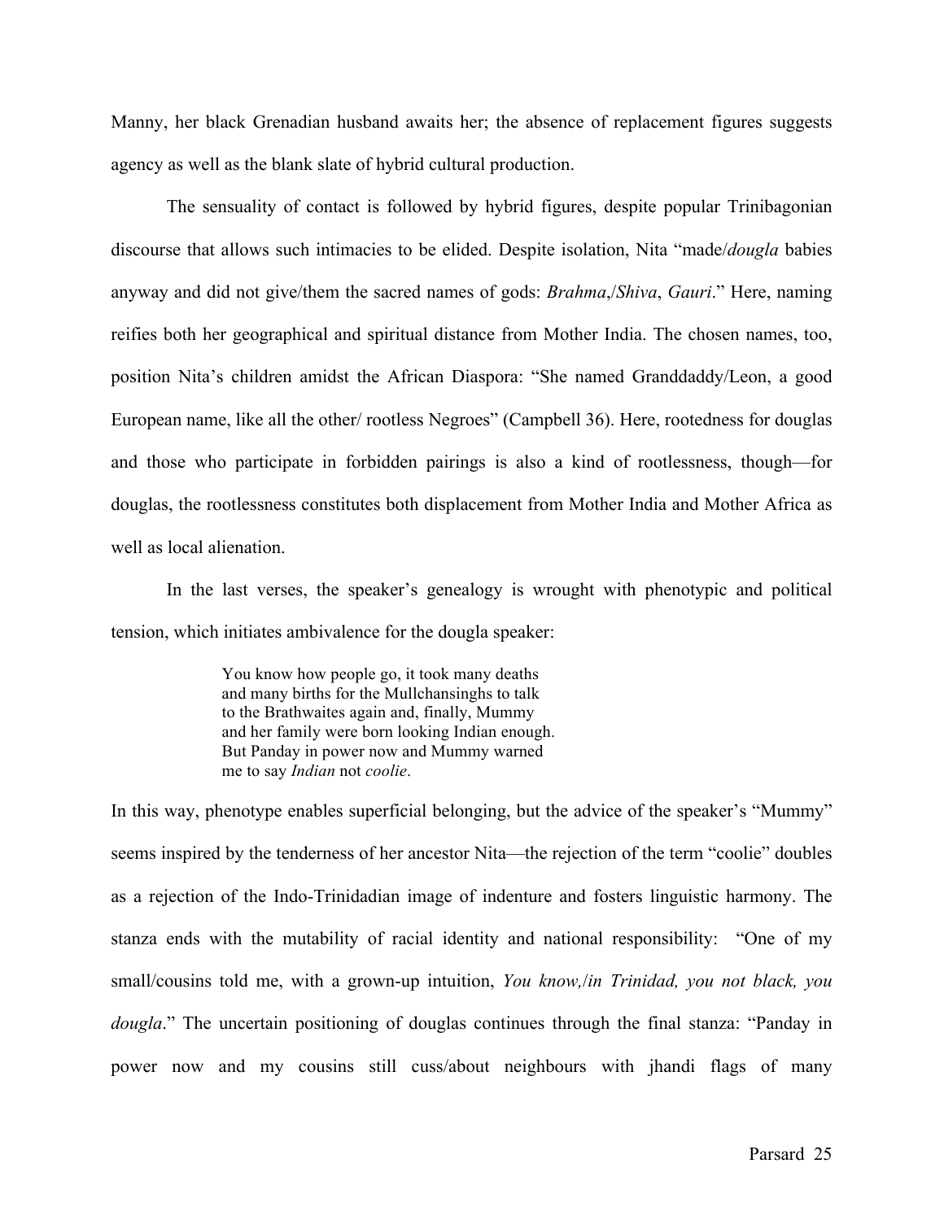Manny, her black Grenadian husband awaits her; the absence of replacement figures suggests agency as well as the blank slate of hybrid cultural production.

The sensuality of contact is followed by hybrid figures, despite popular Trinibagonian discourse that allows such intimacies to be elided. Despite isolation, Nita "made/*dougla* babies anyway and did not give/them the sacred names of gods: *Brahma*,/*Shiva*, *Gauri*." Here, naming reifies both her geographical and spiritual distance from Mother India. The chosen names, too, position Nita's children amidst the African Diaspora: "She named Granddaddy/Leon, a good European name, like all the other/ rootless Negroes" (Campbell 36). Here, rootedness for douglas and those who participate in forbidden pairings is also a kind of rootlessness, though—for douglas, the rootlessness constitutes both displacement from Mother India and Mother Africa as well as local alienation.

In the last verses, the speaker's genealogy is wrought with phenotypic and political tension, which initiates ambivalence for the dougla speaker:

> You know how people go, it took many deaths
> and many births for the Mullchansinghs to talk
> to the Brathwaites again and, finally, Mummy
> and her family were born looking Indian enough.
> But Panday in power now and Mummy warned
> me to say *Indian* not *coolie*.

In this way, phenotype enables superficial belonging, but the advice of the speaker's "Mummy" seems inspired by the tenderness of her ancestor Nita—the rejection of the term "coolie" doubles as a rejection of the Indo-Trinidadian image of indenture and fosters linguistic harmony. The stanza ends with the mutability of racial identity and national responsibility: "One of my small/cousins told me, with a grown-up intuition, *You know,*/*in Trinidad, you not black, you dougla*." The uncertain positioning of douglas continues through the final stanza: "Panday in power now and my cousins still cuss/about neighbours with jhandi flags of many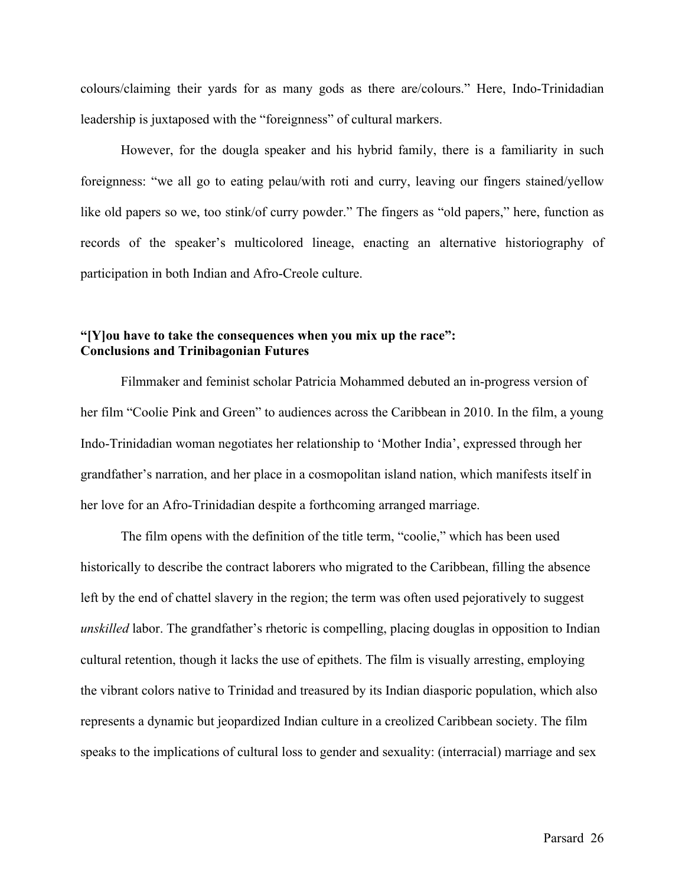colours/claiming their yards for as many gods as there are/colours." Here, Indo-Trinidadian leadership is juxtaposed with the "foreignness" of cultural markers.

However, for the dougla speaker and his hybrid family, there is a familiarity in such foreignness: "we all go to eating pelau/with roti and curry, leaving our fingers stained/yellow like old papers so we, too stink/of curry powder." The fingers as "old papers," here, function as records of the speaker's multicolored lineage, enacting an alternative historiography of participation in both Indian and Afro-Creole culture.

## "[Y]ou have to take the consequences when you mix up the race": Conclusions and Trinibagonian Futures

Filmmaker and feminist scholar Patricia Mohammed debuted an in-progress version of her film "Coolie Pink and Green" to audiences across the Caribbean in 2010. In the film, a young Indo-Trinidadian woman negotiates her relationship to 'Mother India', expressed through her grandfather's narration, and her place in a cosmopolitan island nation, which manifests itself in her love for an Afro-Trinidadian despite a forthcoming arranged marriage.

The film opens with the definition of the title term, "coolie," which has been used historically to describe the contract laborers who migrated to the Caribbean, filling the absence left by the end of chattel slavery in the region; the term was often used pejoratively to suggest *unskilled* labor. The grandfather's rhetoric is compelling, placing douglas in opposition to Indian cultural retention, though it lacks the use of epithets. The film is visually arresting, employing the vibrant colors native to Trinidad and treasured by its Indian diasporic population, which also represents a dynamic but jeopardized Indian culture in a creolized Caribbean society. The film speaks to the implications of cultural loss to gender and sexuality: (interracial) marriage and sex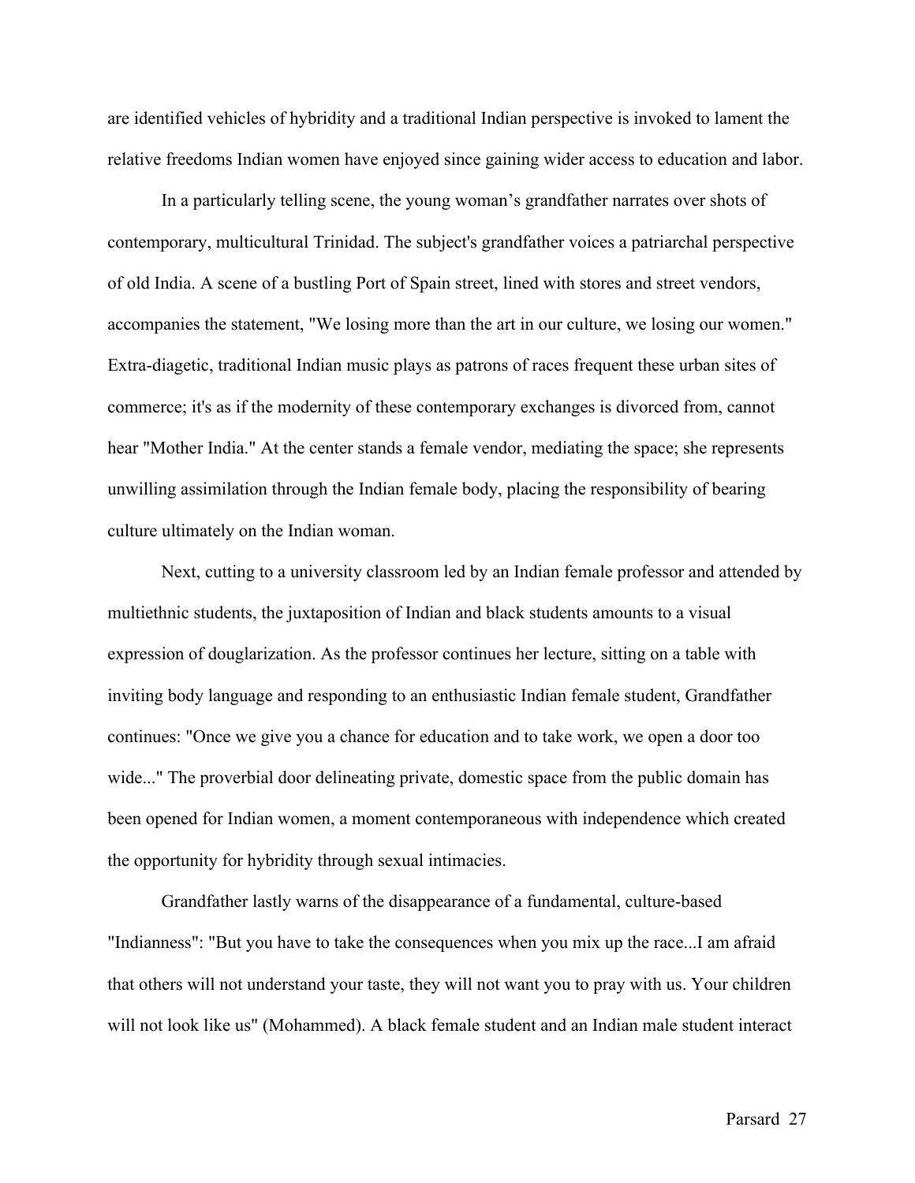are identified vehicles of hybridity and a traditional Indian perspective is invoked to lament the relative freedoms Indian women have enjoyed since gaining wider access to education and labor.

In a particularly telling scene, the young woman's grandfather narrates over shots of contemporary, multicultural Trinidad. The subject's grandfather voices a patriarchal perspective of old India. A scene of a bustling Port of Spain street, lined with stores and street vendors, accompanies the statement, "We losing more than the art in our culture, we losing our women." Extra-diagetic, traditional Indian music plays as patrons of races frequent these urban sites of commerce; it's as if the modernity of these contemporary exchanges is divorced from, cannot hear "Mother India." At the center stands a female vendor, mediating the space; she represents unwilling assimilation through the Indian female body, placing the responsibility of bearing culture ultimately on the Indian woman.

Next, cutting to a university classroom led by an Indian female professor and attended by multiethnic students, the juxtaposition of Indian and black students amounts to a visual expression of douglarization. As the professor continues her lecture, sitting on a table with inviting body language and responding to an enthusiastic Indian female student, Grandfather continues: "Once we give you a chance for education and to take work, we open a door too wide..." The proverbial door delineating private, domestic space from the public domain has been opened for Indian women, a moment contemporaneous with independence which created the opportunity for hybridity through sexual intimacies.

Grandfather lastly warns of the disappearance of a fundamental, culture-based "Indianness": "But you have to take the consequences when you mix up the race...I am afraid that others will not understand your taste, they will not want you to pray with us. Your children will not look like us" (Mohammed). A black female student and an Indian male student interact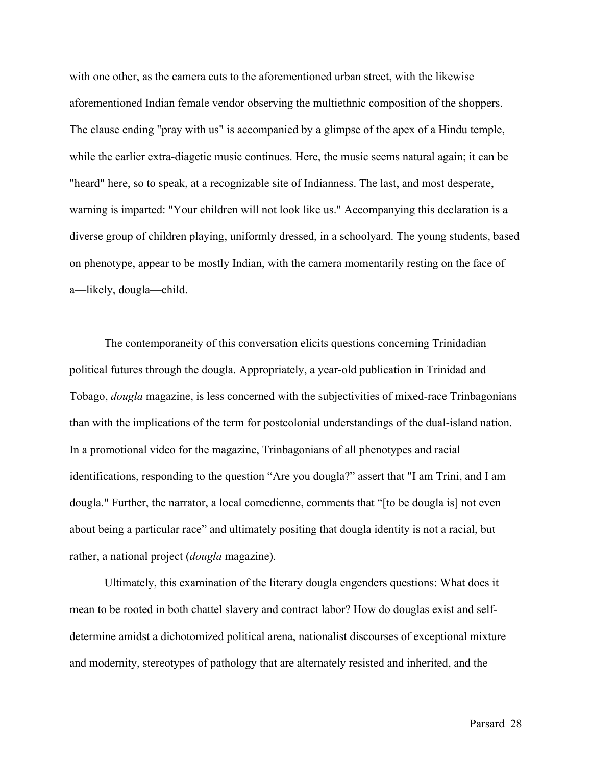with one other, as the camera cuts to the aforementioned urban street, with the likewise aforementioned Indian female vendor observing the multiethnic composition of the shoppers. The clause ending "pray with us" is accompanied by a glimpse of the apex of a Hindu temple, while the earlier extra-diagetic music continues. Here, the music seems natural again; it can be "heard" here, so to speak, at a recognizable site of Indianness. The last, and most desperate, warning is imparted: "Your children will not look like us." Accompanying this declaration is a diverse group of children playing, uniformly dressed, in a schoolyard. The young students, based on phenotype, appear to be mostly Indian, with the camera momentarily resting on the face of a—likely, dougla—child.

The contemporaneity of this conversation elicits questions concerning Trinidadian political futures through the dougla. Appropriately, a year-old publication in Trinidad and Tobago, *dougla* magazine, is less concerned with the subjectivities of mixed-race Trinbagonians than with the implications of the term for postcolonial understandings of the dual-island nation. In a promotional video for the magazine, Trinbagonians of all phenotypes and racial identifications, responding to the question “Are you dougla?” assert that "I am Trini, and I am dougla." Further, the narrator, a local comedienne, comments that “[to be dougla is] not even about being a particular race” and ultimately positing that dougla identity is not a racial, but rather, a national project (*dougla* magazine).

Ultimately, this examination of the literary dougla engenders questions: What does it mean to be rooted in both chattel slavery and contract labor? How do douglas exist and self-determine amidst a dichotomized political arena, nationalist discourses of exceptional mixture and modernity, stereotypes of pathology that are alternately resisted and inherited, and the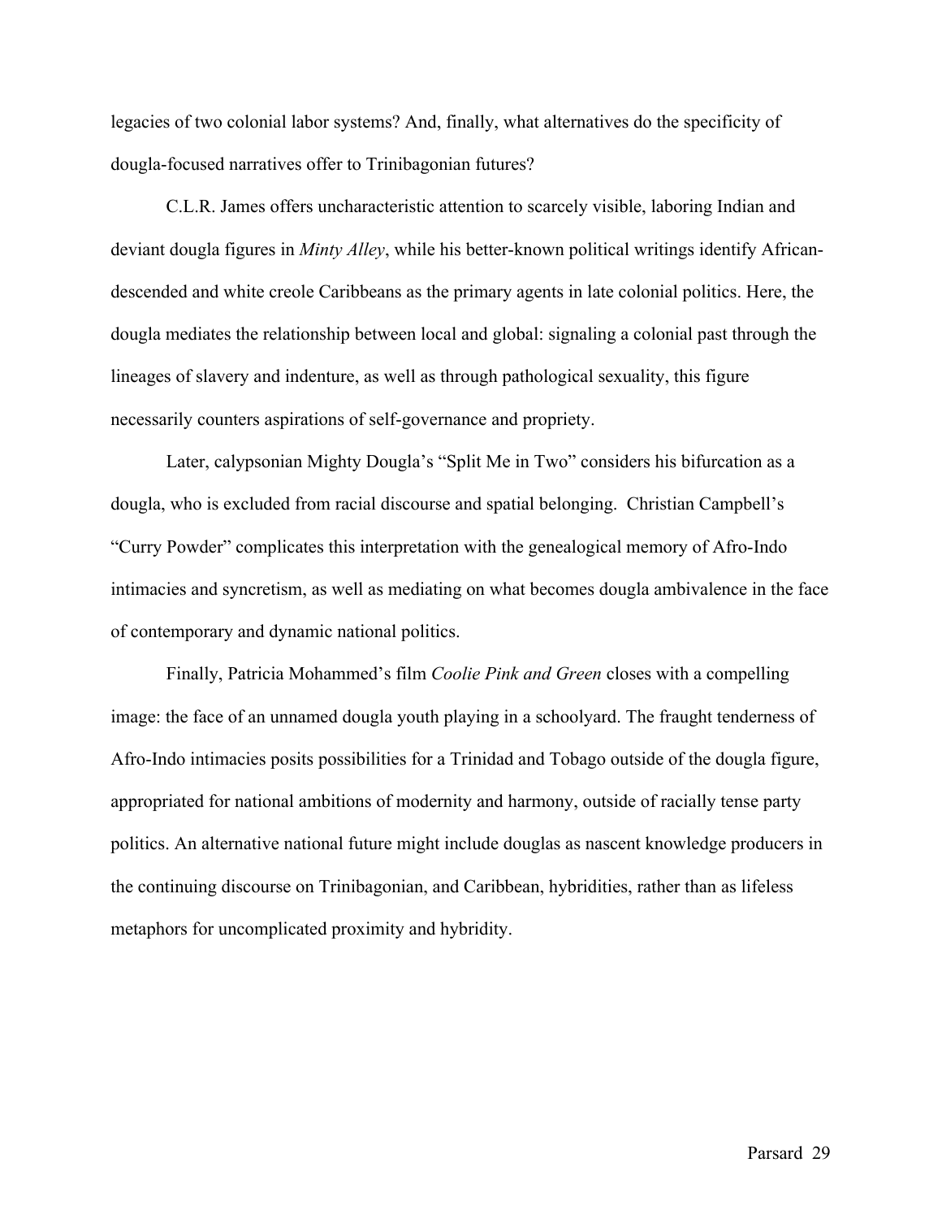legacies of two colonial labor systems? And, finally, what alternatives do the specificity of dougla-focused narratives offer to Trinibagonian futures?

C.L.R. James offers uncharacteristic attention to scarcely visible, laboring Indian and deviant dougla figures in *Minty Alley*, while his better-known political writings identify African-descended and white creole Caribbeans as the primary agents in late colonial politics. Here, the dougla mediates the relationship between local and global: signaling a colonial past through the lineages of slavery and indenture, as well as through pathological sexuality, this figure necessarily counters aspirations of self-governance and propriety.

Later, calypsonian Mighty Dougla's "Split Me in Two" considers his bifurcation as a dougla, who is excluded from racial discourse and spatial belonging. Christian Campbell's "Curry Powder" complicates this interpretation with the genealogical memory of Afro-Indo intimacies and syncretism, as well as mediating on what becomes dougla ambivalence in the face of contemporary and dynamic national politics.

Finally, Patricia Mohammed's film *Coolie Pink and Green* closes with a compelling image: the face of an unnamed dougla youth playing in a schoolyard. The fraught tenderness of Afro-Indo intimacies posits possibilities for a Trinidad and Tobago outside of the dougla figure, appropriated for national ambitions of modernity and harmony, outside of racially tense party politics. An alternative national future might include douglas as nascent knowledge producers in the continuing discourse on Trinibagonian, and Caribbean, hybridities, rather than as lifeless metaphors for uncomplicated proximity and hybridity.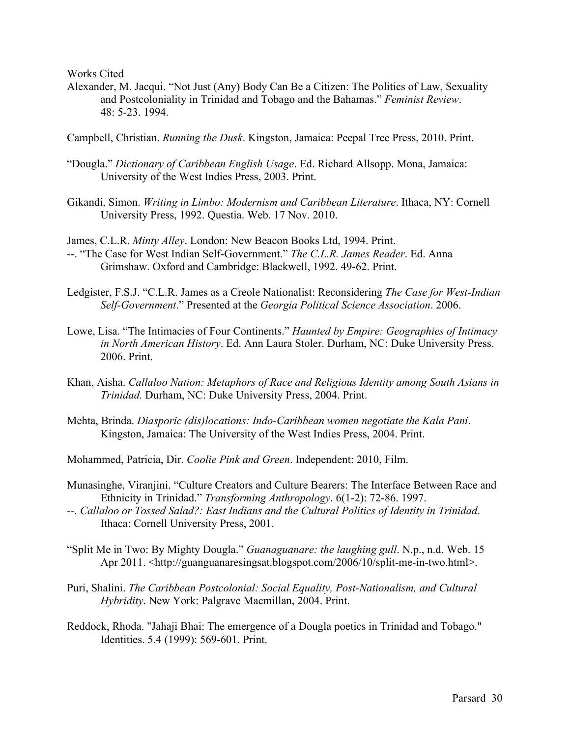Works Cited

Alexander, M. Jacqui. "Not Just (Any) Body Can Be a Citizen: The Politics of Law, Sexuality and Postcoloniality in Trinidad and Tobago and the Bahamas." *Feminist Review*. 48: 5-23. 1994.

Campbell, Christian. *Running the Dusk*. Kingston, Jamaica: Peepal Tree Press, 2010. Print.

"Dougla." *Dictionary of Caribbean English Usage*. Ed. Richard Allsopp. Mona, Jamaica: University of the West Indies Press, 2003. Print.

Gikandi, Simon. *Writing in Limbo: Modernism and Caribbean Literature*. Ithaca, NY: Cornell University Press, 1992. Questia. Web. 17 Nov. 2010.

James, C.L.R. *Minty Alley*. London: New Beacon Books Ltd, 1994. Print.

--. "The Case for West Indian Self-Government." *The C.L.R. James Reader*. Ed. Anna Grimshaw. Oxford and Cambridge: Blackwell, 1992. 49-62. Print.

Ledgister, F.S.J. "C.L.R. James as a Creole Nationalist: Reconsidering *The Case for West-Indian Self-Government*." Presented at the *Georgia Political Science Association*. 2006.

Lowe, Lisa. "The Intimacies of Four Continents." *Haunted by Empire: Geographies of Intimacy in North American History*. Ed. Ann Laura Stoler. Durham, NC: Duke University Press. 2006. Print.

Khan, Aisha. *Callaloo Nation: Metaphors of Race and Religious Identity among South Asians in Trinidad.* Durham, NC: Duke University Press, 2004. Print.

Mehta, Brinda. *Diasporic (dis)locations: Indo-Caribbean women negotiate the Kala Pani*. Kingston, Jamaica: The University of the West Indies Press, 2004. Print.

Mohammed, Patricia, Dir. *Coolie Pink and Green*. Independent: 2010, Film.

Munasinghe, Viranjini. "Culture Creators and Culture Bearers: The Interface Between Race and Ethnicity in Trinidad." *Transforming Anthropology*. 6(1-2): 72-86. 1997.

--. *Callaloo or Tossed Salad?: East Indians and the Cultural Politics of Identity in Trinidad*. Ithaca: Cornell University Press, 2001.

"Split Me in Two: By Mighty Dougla." *Guanaguanare: the laughing gull*. N.p., n.d. Web. 15 Apr 2011. <http://guanguanaresingsat.blogspot.com/2006/10/split-me-in-two.html>.

Puri, Shalini. *The Caribbean Postcolonial: Social Equality, Post-Nationalism, and Cultural Hybridity*. New York: Palgrave Macmillan, 2004. Print.

Reddock, Rhoda. "Jahaji Bhai: The emergence of a Dougla poetics in Trinidad and Tobago." Identities. 5.4 (1999): 569-601. Print.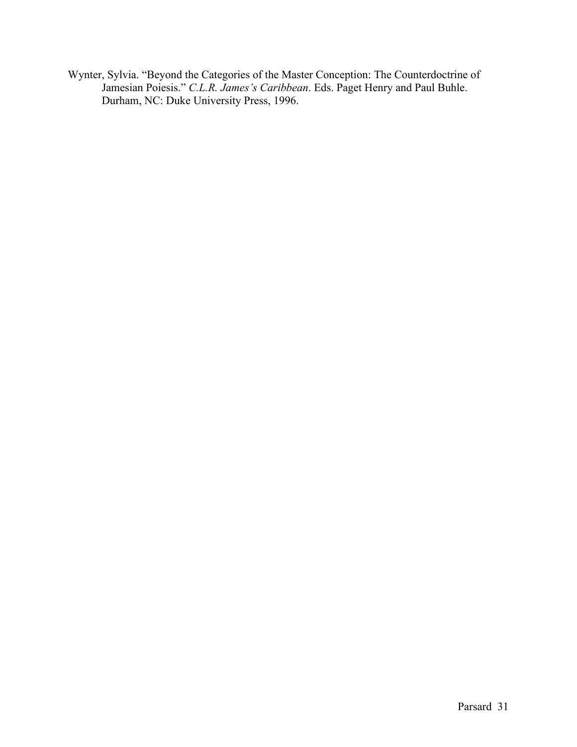Wynter, Sylvia. "Beyond the Categories of the Master Conception: The Counterdoctrine of Jamesian Poiesis." *C.L.R. James's Caribbean*. Eds. Paget Henry and Paul Buhle. Durham, NC: Duke University Press, 1996.